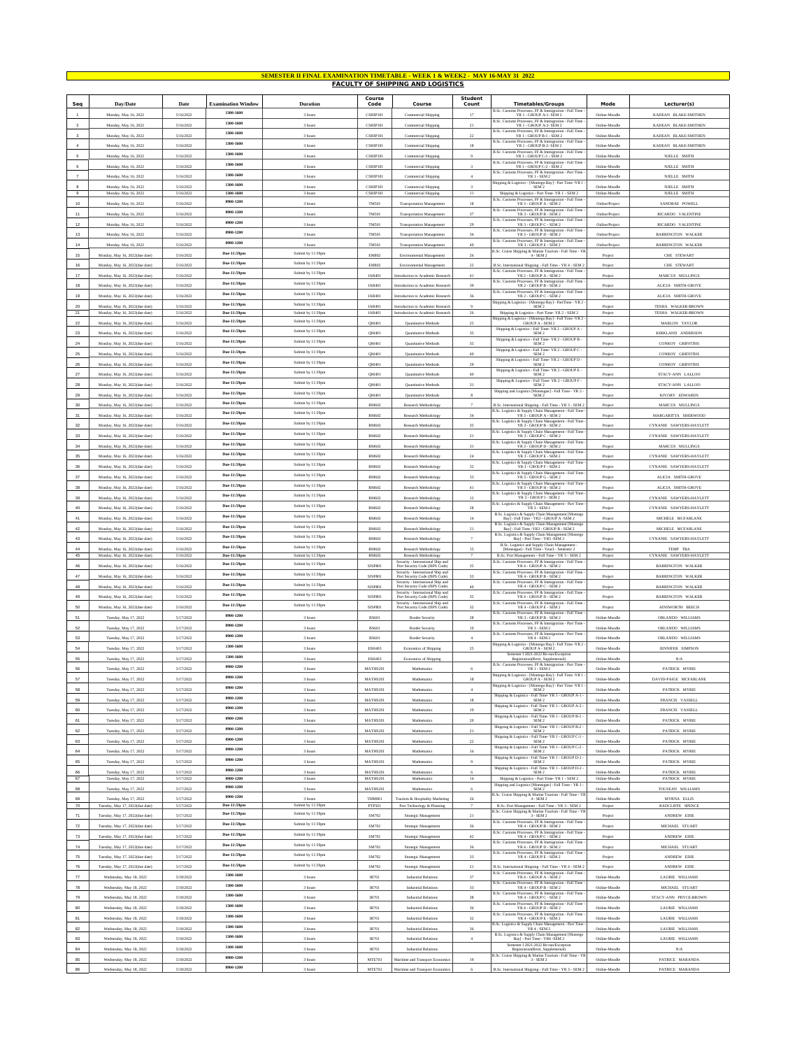# SEMESTER II FINAL EXAMINATION TIMETABLE - WEEK 1 & WEEK2 - MAY 16-MAY 31 2022

## FACULTY OF SHIPPING AND LOGISTICS

| Seq | Day/Date | Date | Examination Window | Duration | Course Code | Course | Student Count | Timetables/Groups | Mode | Lecturer(s) |
|---|---|---|---|---|---|---|---|---|---|---|
| 1 | Monday, May 16, 2022 | 5/16/2022 | 1300-1600 | 3 hours | CSHIP101 | Commercial Shipping | 17 | B.Sc. Customs Processes, FF & Immigration - Full Time - YR 1 - GROUP A-1- SEM 2 | Online-Moodle | KADEAN BLAKE-SMITHEN |
| 2 | Monday, May 16, 2022 | 5/16/2022 | 1300-1600 | 3 hours | CSHIP101 | Commercial Shipping | 21 | B.Sc. Customs Processes, FF & Immigration - Full Time - YR 1 - GROUP A-2 - SEM 2 | Online-Moodle | KADEAN BLAKE-SMITHEN |
| 3 | Monday, May 16, 2022 | 5/16/2022 | 1300-1600 | 3 hours | CSHIP101 | Commercial Shipping | 22 | B.Sc. Customs Processes, FF & Immigration - Full Time - YR 1 - GROUP B-1 - SEM 2 | Online-Moodle | KADEAN BLAKE-SMITHEN |
| 4 | Monday, May 16, 2022 | 5/16/2022 | 1300-1600 | 3 hours | CSHIP101 | Commercial Shipping | 18 | B.Sc. Customs Processes, FF & Immigration - Full Time - YR 1 - GROUP B-2 - SEM 2 | Online-Moodle | KADEAN BLAKE-SMITHEN |
| 5 | Monday, May 16, 2022 | 5/16/2022 | 1300-1600 | 3 hours | CSHIP101 | Commercial Shipping | 9 | B.Sc. Customs Processes, FF & Immigration - Full Time - YR 1 - GROUP C-1 - SEM 2 | Online-Moodle | NIELLE SMITH |
| 6 | Monday, May 16, 2022 | 5/16/2022 | 1300-1600 | 3 hours | CSHIP101 | Commercial Shipping | 3 | B.Sc. Customs Processes, FF & Immigration - Full Time - YR 1 - GROUP C-2 - SEM 2 | Online-Moodle | NIELLE SMITH |
| 7 | Monday, May 16, 2022 | 5/16/2022 | 1300-1600 | 3 hours | CSHIP101 | Commercial Shipping | 4 | B.Sc. Customs Processes, FF & Immigration - Part Time - YR 1 - SEM 2 | Online-Moodle | NIELLE SMITH |
| 8 | Monday, May 16, 2022 | 5/16/2022 | 1300-1600 | 3 hours | CSHIP101 | Commercial Shipping | 3 | Shipping & Logistics - [Montego Bay] - Part Time -YR 1 - SEM 2 | Online-Moodle | NIELLE SMITH |
| 9 | Monday, May 16, 2022 | 5/16/2022 | 1300-1600 | 3 hours | CSHIP101 | Commercial Shipping | 11 | Shipping & Logistics - Part Time- YR 1 - SEM 2 | Online-Moodle | NIELLE SMITH |
| 10 | Monday, May 16, 2022 | 5/16/2022 | 0900-1200 | 3 hours | TM501 | Transportation Management | 18 | B.Sc. Customs Processes, FF & Immigration - Full Time - YR 3 - GROUP A - SEM 2 | Online/Project | SANDRAE POWELL |
| 11 | Monday, May 16, 2022 | 5/16/2022 | 0900-1200 | 3 hours | TM501 | Transportation Management | 37 | B.Sc. Customs Processes, FF & Immigration - Full Time - YR 3 - GROUP B - SEM 2 | Online/Project | RICARDO VALENTINE |
| 12 | Monday, May 16, 2022 | 5/16/2022 | 0900-1200 | 3 hours | TM501 | Transportation Management | 29 | B.Sc. Customs Processes, FF & Immigration - Full Time - YR 3 - GROUP C - SEM 2 | Online/Project | RICARDO VALENTINE |
| 13 | Monday, May 16, 2022 | 5/16/2022 | 0900-1200 | 3 hours | TM501 | Transportation Management | 34 | B.Sc. Customs Processes, FF & Immigration - Full Time - YR 3 - GROUP D - SEM 2 | Online/Project | BARRINGTON WALKER |
| 14 | Monday, May 16, 2022 | 5/16/2022 | 0900-1200 | 3 hours | TM501 | Transportation Management | 40 | B.Sc. Customs Processes, FF & Immigration - Full Time - YR 3 - GROUP E - SEM 2 | Online/Project | BARRINGTON WALKER |
| 15 | Monday, May 16, 2022(due date) | 5/16/2022 | Due-11:59pm | Submit by 11:59pm | EM802 | Environmental Management | 26 | B.Sc. Cruise Shipping & Marine Tourism - Full Time - YR 4 - SEM 2 | Project | CHE STEWART |
| 16 | Monday, May 16, 2022(due date) | 5/16/2022 | Due-11:59pm | Submit by 11:59pm | EM802 | Environmental Management | 22 | B.Sc. International Shipping - Full Time - YR 4 - SEM 2 | Project | CHE STEWART |
| 17 | Monday, May 16, 2022(due date) | 5/16/2022 | Due-11:59pm | Submit by 11:59pm | IAR401 | Introduction to Academic Research | 41 | B.Sc. Customs Processes, FF & Immigration - Full Time - YR 2 - GROUP A - SEM 2 | Project | MARCUS MULLINGS |
| 18 | Monday, May 16, 2022(due date) | 5/16/2022 | Due-11:59pm | Submit by 11:59pm | IAR401 | Introduction to Academic Research | 39 | B.Sc. Customs Processes, FF & Immigration - Full Time - YR 2 - GROUP B - SEM 2 | Project | ALICIA SMITH-GROVE |
| 19 | Monday, May 16, 2022(due date) | 5/16/2022 | Due-11:59pm | Submit by 11:59pm | IAR401 | Introduction to Academic Research | 36 | B.Sc. Customs Processes, FF & Immigration - Full Time - YR 2 - GROUP C - SEM 2 | Project | ALICIA SMITH-GROVE |
| 20 | Monday, May 16, 2022(due date) | 5/16/2022 | Due-11:59pm | Submit by 11:59pm | IAR401 | Introduction to Academic Research | 9 | Shipping & Logistics - [Montego Bay] - Part Time - YR 2 - SEM 2 | Project | TESHA WALKER-BROWN |
| 21 | Monday, May 16, 2022(due date) | 5/16/2022 | Due-11:59pm | Submit by 11:59pm | IAR401 | Introduction to Academic Research | 26 | Shipping & Logistics - Part Time- YR 2 - SEM 2 | Project | TESHA WALKER-BROWN |
| 22 | Monday, May 16, 2022(due date) | 5/16/2022 | Due-11:59pm | Submit by 11:59pm | QM401 | Quantitative Methods | 25 | Shipping & Logistics - [Montego Bay] - Full Time -YR 2 - GROUP A - SEM 2 | Project | MARLON TAYLOR |
| 23 | Monday, May 16, 2022(due date) | 5/16/2022 | Due-11:59pm | Submit by 11:59pm | QM401 | Quantitative Methods | 35 | Shipping & Logistics - Full Time- YR 2 - GROUP A - SEM 2 | Project | KIRKLAND ANDERSON |
| 24 | Monday, May 16, 2022(due date) | 5/16/2022 | Due-11:59pm | Submit by 11:59pm | QM401 | Quantitative Methods | 35 | Shipping & Logistics - Full Time- YR 2 - GROUP B - SEM 2 | Project | CONROY GRIFFITHS |
| 25 | Monday, May 16, 2022(due date) | 5/16/2022 | Due-11:59pm | Submit by 11:59pm | QM401 | Quantitative Methods | 40 | Shipping & Logistics - Full Time- YR 2 - GROUP C - SEM 2 | Project | CONROY GRIFFITHS |
| 26 | Monday, May 16, 2022(due date) | 5/16/2022 | Due-11:59pm | Submit by 11:59pm | QM401 | Quantitative Methods | 29 | Shipping & Logistics - Full Time- YR 2 - GROUP D - SEM 2 | Project | CONROY GRIFFITHS |
| 27 | Monday, May 16, 2022(due date) | 5/16/2022 | Due-11:59pm | Submit by 11:59pm | QM401 | Quantitative Methods | 40 | Shipping & Logistics - Full Time- YR 2 - GROUP E - SEM 2 | Project | STACY-ANN LALLOO |
| 28 | Monday, May 16, 2022(due date) | 5/16/2022 | Due-11:59pm | Submit by 11:59pm | QM401 | Quantitative Methods | 31 | Shipping & Logistics - Full Time- YR 2 - GROUP F - SEM 2 | Project | STACY-ANN LALLOO |
| 29 | Monday, May 16, 2022(due date) | 5/16/2022 | Due-11:59pm | Submit by 11:59pm | QM401 | Quantitative Methods | 8 | Shipping and Logistics [Montegue] - Full Time - YR 2 - SEM 2 | Project | KIVORY EDWARDS |
| 30 | Monday, May 16, 2022(due date) | 5/16/2022 | Due-11:59pm | Submit by 11:59pm | RM602 | Research Methodology | 7 | B.Sc. International Shipping - Full Time - YR 3 - SEM 2 | Project | MARCUS MULLINGS |
| 31 | Monday, May 16, 2022(due date) | 5/16/2022 | Due-11:59pm | Submit by 11:59pm | RM602 | Research Methodology | 34 | B.Sc. Logistics & Supply Chain Management - Full Time - YR 3 - GROUP A - SEM 2 | Project | MARGARITTA SHERWOOD |
| 32 | Monday, May 16, 2022(due date) | 5/16/2022 | Due-11:59pm | Submit by 11:59pm | RM602 | Research Methodology | 35 | B.Sc. Logistics & Supply Chain Management - Full Time - YR 3 - GROUP B - SEM 2 | Project | CYNANIE SAWYERS-HAYLETT |
| 33 | Monday, May 16, 2022(due date) | 5/16/2022 | Due-11:59pm | Submit by 11:59pm | RM602 | Research Methodology | 21 | B.Sc. Logistics & Supply Chain Management - Full Time - YR 3 - GROUP C - SEM 2 | Project | CYNANIE SAWYERS-HAYLETT |
| 34 | Monday, May 16, 2022(due date) | 5/16/2022 | Due-11:59pm | Submit by 11:59pm | RM602 | Research Methodology | 31 | B.Sc. Logistics & Supply Chain Management - Full Time - YR 3 - GROUP D - SEM 2 | Project | MARCUS MULLINGS |
| 35 | Monday, May 16, 2022(due date) | 5/16/2022 | Due-11:59pm | Submit by 11:59pm | RM602 | Research Methodology | 24 | B.Sc. Logistics & Supply Chain Management - Full Time - YR 3 - GROUP E - SEM 2 | Project | CYNANIE SAWYERS-HAYLETT |
| 36 | Monday, May 16, 2022(due date) | 5/16/2022 | Due-11:59pm | Submit by 11:59pm | RM602 | Research Methodology | 32 | B.Sc. Logistics & Supply Chain Management - Full Time - YR 3 - GROUP F - SEM 2 | Project | CYNANIE SAWYERS-HAYLETT |
| 37 | Monday, May 16, 2022(due date) | 5/16/2022 | Due-11:59pm | Submit by 11:59pm | RM602 | Research Methodology | 33 | B.Sc. Logistics & Supply Chain Management - Full Time - YR 3 - GROUP G - SEM 2 | Project | ALICIA SMITH-GROVE |
| 38 | Monday, May 16, 2022(due date) | 5/16/2022 | Due-11:59pm | Submit by 11:59pm | RM602 | Research Methodology | 41 | B.Sc. Logistics & Supply Chain Management - Full Time - YR 3 - GROUP H - SEM 2 | Project | ALICIA SMITH-GROVE |
| 39 | Monday, May 16, 2022(due date) | 5/16/2022 | Due-11:59pm | Submit by 11:59pm | RM602 | Research Methodology | 12 | B.Sc. Logistics & Supply Chain Management - Full Time - YR 3 - GROUP I - SEM 2 | Project | CYNANIE SAWYERS-HAYLETT |
| 40 | Monday, May 16, 2022(due date) | 5/16/2022 | Due-11:59pm | Submit by 11:59pm | RM602 | Research Methodology | 28 | B.Sc. Logistics & Supply Chain Management - Part Time - YR 3 - SEM 2 | Project | CYNANIE SAWYERS-HAYLETT |
| 41 | Monday, May 16, 2022(due date) | 5/16/2022 | Due-11:59pm | Submit by 11:59pm | RM602 | Research Methodology | 14 | B.Sc. Logistics & Supply Chain Management [Montego Bay] - Full Time - YR3 - GROUP A -SEM 2 | Project | MICHELE MCFARLANE |
| 42 | Monday, May 16, 2022(due date) | 5/16/2022 | Due-11:59pm | Submit by 11:59pm | RM602 | Research Methodology | 21 | B.Sc. Logistics & Supply Chain Management [Montego Bay] - Full Time - YR3 - GROUP B - SEM 2 | Project | MICHELE MCFARLANE |
| 43 | Monday, May 16, 2022(due date) | 5/16/2022 | Due-11:59pm | Submit by 11:59pm | RM602 | Research Methodology | 7 | B.Sc. Logistics & Supply Chain Management [Montego Bay] - Part Time - YR3 -SEM 2 | Project | CYNANIE SAWYERS-HAYLETT |
| 44 | Monday, May 16, 2022(due date) | 5/16/2022 | Due-11:59pm | Submit by 11:59pm | RM602 | Research Methodology | 15 | B.Sc. Logistics and Supply Chain Management - [Montegue] - Full Time - Year3 - Semester 2 | Project | TEMP TBA |
| 45 | Monday, May 16, 2022(due date) | 5/16/2022 | Due-11:59pm | Submit by 11:59pm | RM602 | Research Methodology | 7 | B.Sc. Port Management - Full Time - YR 3 - SEM 2 | Project | CYNANIE SAWYERS-HAYLETT |
| 46 | Monday, May 16, 2022(due date) | 5/16/2022 | Due-11:59pm | Submit by 11:59pm | SISP801 | Security - International Ship and Port Security Code (ISPS Code) | 35 | B.Sc. Customs Processes, FF & Immigration - Full Time - YR 4 - GROUP A - SEM 2 | Project | BARRINGTON WALKER |
| 47 | Monday, May 16, 2022(due date) | 5/16/2022 | Due-11:59pm | Submit by 11:59pm | SISP801 | Security - International Ship and Port Security Code (ISPS Code) | 33 | B.Sc. Customs Processes, FF & Immigration - Full Time - YR 4 - GROUP B - SEM 2 | Project | BARRINGTON WALKER |
| 48 | Monday, May 16, 2022(due date) | 5/16/2022 | Due-11:59pm | Submit by 11:59pm | SISP801 | Security - International Ship and Port Security Code (ISPS Code) | 40 | B.Sc. Customs Processes, FF & Immigration - Full Time - YR 4 - GROUP C - SEM 2 | Project | BARRINGTON WALKER |
| 49 | Monday, May 16, 2022(due date) | 5/16/2022 | Due-11:59pm | Submit by 11:59pm | SISP801 | Security - International Ship and Port Security Code (ISPS Code) | 35 | B.Sc. Customs Processes, FF & Immigration - Full Time - YR 4 - GROUP D - SEM 2 | Project | BARRINGTON WALKER |
| 50 | Monday, May 16, 2022(due date) | 5/16/2022 | Due-11:59pm | Submit by 11:59pm | SISP801 | Security - International Ship and Port Security Code (ISPS Code) | 32 | B.Sc. Customs Processes, FF & Immigration - Full Time - YR 4 - GROUP E - SEM 2 | Project | AINSWORTH BEECH |
| 51 | Tuesday, May 17, 2022 | 5/17/2022 | 0900-1200 | 3 hours | BS601 | Border Security | 38 | B.Sc. Customs Processes, FF & Immigration - Full Time - YR 3 - GROUP B - SEM 2 | Online-Moodle | ORLANDO WILLIAMS |
| 52 | Tuesday, May 17, 2022 | 5/17/2022 | 0900-1200 | 3 hours | BS601 | Border Security | 10 | B.Sc. Customs Processes, FF & Immigration - Part Time - YR 3 - SEM 2 | Online-Moodle | ORLANDO WILLIAMS |
| 53 | Tuesday, May 17, 2022 | 5/17/2022 | 0900-1200 | 3 hours | BS601 | Border Security | 4 | B.Sc. Customs Processes, FF & Immigration - Part Time - YR 4 - SEM 2 | Online-Moodle | ORLANDO WILLIAMS |
| 54 | Tuesday, May 17, 2022 | 5/17/2022 | 1300-1600 | 3 hours | ESH403 | Economics of Shipping | 25 | Shipping & Logistics - [Montego Bay] - Full Time -YR 2 - GROUP A - SEM 2 | Online-Moodle | JENNIFER SIMPSON |
| 55 | Tuesday, May 17, 2022 | 5/17/2022 | 1300-1600 | 3 hours | ESH403 | Economics of Shipping | | Semester I 2021-2022 Re-tum/Exception Registration(Resit, Supplemental) | Online-Moodle | N/A |
| 56 | Tuesday, May 17, 2022 | 5/17/2022 | 0900-1200 | 3 hours | MATHS201 | Mathematics | 6 | B.Sc. Customs Processes, FF & Immigration - Part Time - YR 1 - SEM 2 | Online-Moodle | PATRICK MYRIE |
| 57 | Tuesday, May 17, 2022 | 5/17/2022 | 0900-1200 | 3 hours | MATHS201 | Mathematics | 18 | Shipping & Logistics - [Montego Bay] - Full Time -YR 1 - GROUP A - SEM 2 | Online-Moodle | DAVID-PAIGE MCFARLANE |
| 58 | Tuesday, May 17, 2022 | 5/17/2022 | 0900-1200 | 3 hours | MATHS201 | Mathematics | 4 | Shipping & Logistics - [Montego Bay] - Part Time -YR 1 - SEM 2 | Online-Moodle | PATRICK MYRIE |
| 59 | Tuesday, May 17, 2022 | 5/17/2022 | 0900-1200 | 3 hours | MATHS201 | Mathematics | 18 | Shipping & Logistics - Full Time- YR 1 - GROUP A-1 - SEM 2 | Online-Moodle | FRANCIS VASSELL |
| 60 | Tuesday, May 17, 2022 | 5/17/2022 | 0900-1200 | 3 hours | MATHS201 | Mathematics | 19 | Shipping & Logistics - Full Time- YR 1 - GROUP A-2 - SEM 2 | Online-Moodle | FRANCIS VASSELL |
| 61 | Tuesday, May 17, 2022 | 5/17/2022 | 0900-1200 | 3 hours | MATHS201 | Mathematics | 20 | Shipping & Logistics - Full Time- YR 1 - GROUP B-1 - SEM 2 | Online-Moodle | PATRICK MYRIE |
| 62 | Tuesday, May 17, 2022 | 5/17/2022 | 0900-1200 | 3 hours | MATHS201 | Mathematics | 21 | Shipping & Logistics - Full Time- YR 1 - GROUP B-2 - SEM 2 | Online-Moodle | PATRICK MYRIE |
| 63 | Tuesday, May 17, 2022 | 5/17/2022 | 0900-1200 | 3 hours | MATHS201 | Mathematics | 22 | Shipping & Logistics - Full Time- YR 1 - GROUP C-1 - SEM 2 | Online-Moodle | PATRICK MYRIE |
| 64 | Tuesday, May 17, 2022 | 5/17/2022 | 0900-1200 | 3 hours | MATHS201 | Mathematics | 16 | Shipping & Logistics - Full Time- YR 1 - GROUP C-2 - SEM 2 | Online-Moodle | PATRICK MYRIE |
| 65 | Tuesday, May 17, 2022 | 5/17/2022 | 0900-1200 | 3 hours | MATHS201 | Mathematics | 9 | Shipping & Logistics - Full Time- YR 1 - GROUP D-1 - SEM 2 | Online-Moodle | PATRICK MYRIE |
| 66 | Tuesday, May 17, 2022 | 5/17/2022 | 0900-1200 | 3 hours | MATHS201 | Mathematics | 6 | Shipping & Logistics - Full Time- YR 1 - GROUP D-2 - SEM 2 | Online-Moodle | PATRICK MYRIE |
| 67 | Tuesday, May 17, 2022 | 5/17/2022 | 0900-1200 | 3 hours | MATHS201 | Mathematics | 14 | Shipping & Logistics - Part Time- YR 1 - SEM 2 | Online-Moodle | PATRICK MYRIE |
| 68 | Tuesday, May 17, 2022 | 5/17/2022 | 0900-1200 | 3 hours | MATHS201 | Mathematics | 6 | Shipping and Logistics [Montegue] - Full Time - YR 1 - SEM 2 | Online-Moodle | TOUSEAN WILLIAMS |
| 69 | Tuesday, May 17, 2022 | 5/17/2022 | 0900-1200 | 3 hours | THM801 | Tourism & Hospitality Marketing | 26 | B.Sc. Cruise Shipping & Marine Tourism - Full Time - YR 4 - SEM 2 | Online-Moodle | MYRNA ELLIS |
| 70 | Tuesday, May 17, 2022(due date) | 5/17/2022 | Due-11:59pm | Submit by 11:59pm | PTP501 | Port Technology & Planning | 7 | B.Sc. Port Management - Full Time - YR 3 - SEM 2 | Project | RADCLIFFE SPENCE |
| 71 | Tuesday, May 17, 2022(due date) | 5/17/2022 | Due-11:59pm | Submit by 11:59pm | SM702 | Strategic Management | 21 | B.Sc. Cruise Shipping & Marine Tourism - Full Time - YR 3 - SEM 2 | Project | ANDREW EDIE |
| 72 | Tuesday, May 17, 2022(due date) | 5/17/2022 | Due-11:59pm | Submit by 11:59pm | SM702 | Strategic Management | 36 | B.Sc. Customs Processes, FF & Immigration - Full Time - YR 4 - GROUP B - SEM 2 | Project | MICHAEL STUART |
| 73 | Tuesday, May 17, 2022(due date) | 5/17/2022 | Due-11:59pm | Submit by 11:59pm | SM702 | Strategic Management | 42 | B.Sc. Customs Processes, FF & Immigration - Full Time - YR 4 - GROUP C - SEM 2 | Project | ANDREW EDIE |
| 74 | Tuesday, May 17, 2022(due date) | 5/17/2022 | Due-11:59pm | Submit by 11:59pm | SM702 | Strategic Management | 36 | B.Sc. Customs Processes, FF & Immigration - Full Time - YR 4 - GROUP D - SEM 2 | Project | MICHAEL STUART |
| 75 | Tuesday, May 17, 2022(due date) | 5/17/2022 | Due-11:59pm | Submit by 11:59pm | SM702 | Strategic Management | 33 | B.Sc. Customs Processes, FF & Immigration - Full Time - YR 4 - GROUP E - SEM 2 | Project | ANDREW EDIE |
| 76 | Tuesday, May 17, 2022(due date) | 5/17/2022 | Due-11:59pm | Submit by 11:59pm | SM702 | Strategic Management | 21 | B.Sc. International Shipping - Full Time - YR 4 - SEM 2 | Project | ANDREW EDIE |
| 77 | Wednesday, May 18, 2022 | 5/18/2022 | 1300-1600 | 3 hours | IR701 | Industrial Relations | 37 | B.Sc. Customs Processes, FF & Immigration - Full Time - YR 4 - GROUP A - SEM 2 | Online-Moodle | LAURIE WILLIAMS |
| 78 | Wednesday, May 18, 2022 | 5/18/2022 | 1300-1600 | 3 hours | IR701 | Industrial Relations | 33 | B.Sc. Customs Processes, FF & Immigration - Full Time - YR 4 - GROUP B - SEM 2 | Online-Moodle | MICHAEL STUART |
| 79 | Wednesday, May 18, 2022 | 5/18/2022 | 1300-1600 | 3 hours | IR701 | Industrial Relations | 38 | B.Sc. Customs Processes, FF & Immigration - Full Time - YR 4 - GROUP C - SEM 2 | Online-Moodle | STACY-ANN PRYCE-BROWN |
| 80 | Wednesday, May 18, 2022 | 5/18/2022 | 1300-1600 | 3 hours | IR701 | Industrial Relations | 36 | B.Sc. Customs Processes, FF & Immigration - Full Time - YR 4 - GROUP D - SEM 2 | Online-Moodle | LAURIE WILLIAMS |
| 81 | Wednesday, May 18, 2022 | 5/18/2022 | 1300-1600 | 3 hours | IR701 | Industrial Relations | 32 | B.Sc. Customs Processes, FF & Immigration - Full Time - YR 4 - GROUP E - SEM 2 | Online-Moodle | LAURIE WILLIAMS |
| 82 | Wednesday, May 18, 2022 | 5/18/2022 | 1300-1600 | 3 hours | IR701 | Industrial Relations | 36 | B.Sc. Logistics & Supply Chain Management - Part Time - YR 4 - SEM 2 | Online-Moodle | LAURIE WILLIAMS |
| 83 | Wednesday, May 18, 2022 | 5/18/2022 | 1300-1600 | 3 hours | IR701 | Industrial Relations | 4 | B.Sc. Logistics & Supply Chain Management [Montego Bay] - Part Time - YR4 -SEM 2 | Online-Moodle | LAURIE WILLIAMS |
| 84 | Wednesday, May 18, 2022 | 5/18/2022 | 1300-1600 | 3 hours | IR701 | Industrial Relations | | Semester I 2021-2022 Re-tum/Exception Registration(Resit, Supplemental) | Online-Moodle | N/A |
| 85 | Wednesday, May 18, 2022 | 5/18/2022 | 0900-1200 | 3 hours | MTE703 | Maritime and Transport Economics | 19 | B.Sc. Cruise Shipping & Marine Tourism - Full Time - YR 3 - SEM 2 | Online-Moodle | PATRICE MARANDA |
| 86 | Wednesday, May 18, 2022 | 5/18/2022 | 0900-1200 | 3 hours | MTE703 | Maritime and Transport Economics | 6 | B.Sc. International Shipping - Full Time - YR 3 - SEM 2 | Online-Moodle | PATRICE MARANDA |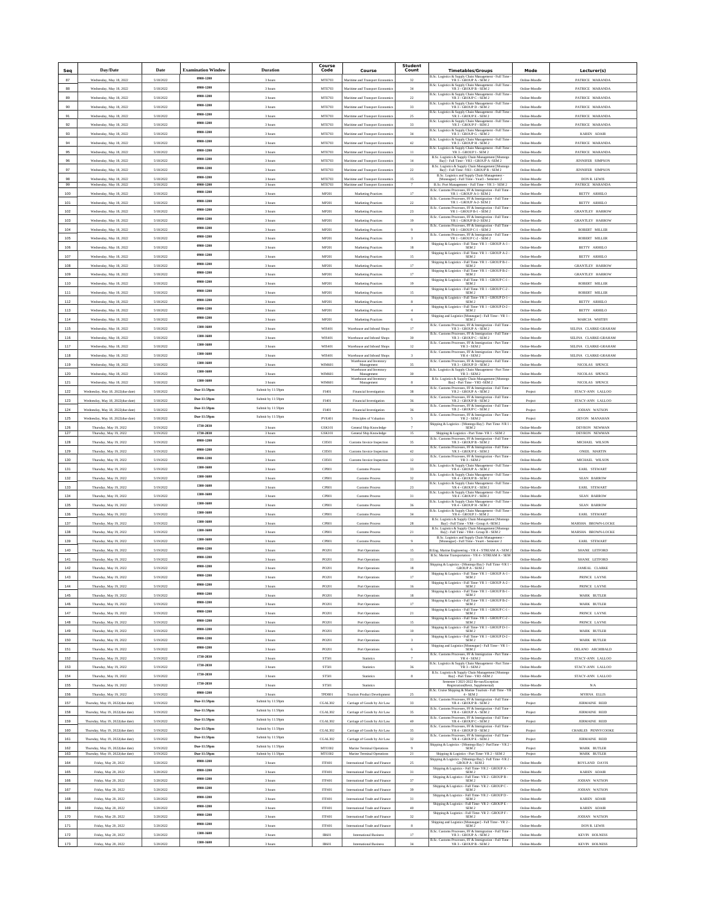| Seq | Day/Date | Date | Examination Window | Duration | Course Code | Course | Student Count | Timetables/Groups | Mode | Lecturer(s) |
|---|---|---|---|---|---|---|---|---|---|---|
| 87 | Wednesday, May 18, 2022 | 5/18/2022 | 0900-1200 | 3 hours | MTE703 | Maritime and Transport Economics | 32 | B.Sc. Logistics & Supply Chain Management - Full Time - YR 3 - GROUP A - SEM 2 | Online-Moodle | PATRICE MARANDA |
| 88 | Wednesday, May 18, 2022 | 5/18/2022 | 0900-1200 | 3 hours | MTE703 | Maritime and Transport Economics | 34 | B.Sc. Logistics & Supply Chain Management - Full Time - YR 3 - GROUP B - SEM 2 | Online-Moodle | PATRICE MARANDA |
| 89 | Wednesday, May 18, 2022 | 5/18/2022 | 0900-1200 | 3 hours | MTE703 | Maritime and Transport Economics | 22 | B.Sc. Logistics & Supply Chain Management - Full Time - YR 3 - GROUP C - SEM 2 | Online-Moodle | PATRICE MARANDA |
| 90 | Wednesday, May 18, 2022 | 5/18/2022 | 0900-1200 | 3 hours | MTE703 | Maritime and Transport Economics | 33 | B.Sc. Logistics & Supply Chain Management - Full Time - YR 3 - GROUP D - SEM 2 | Online-Moodle | PATRICE MARANDA |
| 91 | Wednesday, May 18, 2022 | 5/18/2022 | 0900-1200 | 3 hours | MTE703 | Maritime and Transport Economics | 25 | B.Sc. Logistics & Supply Chain Management - Full Time - YR 3 - GROUP E - SEM 2 | Online-Moodle | PATRICE MARANDA |
| 92 | Wednesday, May 18, 2022 | 5/18/2022 | 0900-1200 | 3 hours | MTE703 | Maritime and Transport Economics | 33 | B.Sc. Logistics & Supply Chain Management - Full Time - YR 3 - GROUP F - SEM 2 | Online-Moodle | PATRICE MARANDA |
| 93 | Wednesday, May 18, 2022 | 5/18/2022 | 0900-1200 | 3 hours | MTE703 | Maritime and Transport Economics | 34 | B.Sc. Logistics & Supply Chain Management - Full Time - YR 3 - GROUP G - SEM 2 | Online-Moodle | KAREN ADAIR |
| 94 | Wednesday, May 18, 2022 | 5/18/2022 | 0900-1200 | 3 hours | MTE703 | Maritime and Transport Economics | 42 | B.Sc. Logistics & Supply Chain Management - Full Time - YR 3 - GROUP H - SEM 2 | Online-Moodle | PATRICE MARANDA |
| 95 | Wednesday, May 18, 2022 | 5/18/2022 | 0900-1200 | 3 hours | MTE703 | Maritime and Transport Economics | 11 | B.Sc. Logistics & Supply Chain Management - Full Time - YR 3 - GROUP I - SEM 2 | Online-Moodle | PATRICE MARANDA |
| 96 | Wednesday, May 18, 2022 | 5/18/2022 | 0900-1200 | 3 hours | MTE703 | Maritime and Transport Economics | 14 | B.Sc. Logistics & Supply Chain Management [Montego Bay] - Full Time - YR3 - GROUP A -SEM 2 | Online-Moodle | JENNIFER SIMPSON |
| 97 | Wednesday, May 18, 2022 | 5/18/2022 | 0900-1200 | 3 hours | MTE703 | Maritime and Transport Economics | 22 | B.Sc. Logistics & Supply Chain Management [Montego Bay] - Full Time -YR3 - GROUP B - SEM 2 | Online-Moodle | JENNIFER SIMPSON |
| 98 | Wednesday, May 18, 2022 | 5/18/2022 | 0900-1200 | 3 hours | MTE703 | Maritime and Transport Economics | 15 | B.Sc. Logistics and Supply Chain Management - [Moneague] - Full Time - Year3 - Semester 2 | Online-Moodle | DON R. LEWIS |
| 99 | Wednesday, May 18, 2022 | 5/18/2022 | 0900-1200 | 3 hours | MTE703 | Maritime and Transport Economics | 7 | B.Sc. Port Management - Full Time - YR 3 - SEM 2 | Online-Moodle | PATRICE MARANDA |
| 100 | Wednesday, May 18, 2022 | 5/18/2022 | 0900-1200 | 3 hours | MP201 | Marketing Practices | 17 | B.Sc. Customs Processes, FF & Immigration - Full Time - YR 1 - GROUP A-1- SEM 2 | Online-Moodle | BETTY ARHELO |
| 101 | Wednesday, May 18, 2022 | 5/18/2022 | 0900-1200 | 3 hours | MP201 | Marketing Practices | 22 | B.Sc. Customs Processes, FF & Immigration - Full Time - YR 1 - GROUP A-2- SEM 2 | Online-Moodle | BETTY ARHELO |
| 102 | Wednesday, May 18, 2022 | 5/18/2022 | 0900-1200 | 3 hours | MP201 | Marketing Practices | 23 | B.Sc. Customs Processes, FF & Immigration - Full Time - YR 1 - GROUP B-1 - SEM 2 | Online-Moodle | GRANTLEY HARROW |
| 103 | Wednesday, May 18, 2022 | 5/18/2022 | 0900-1200 | 3 hours | MP201 | Marketing Practices | 19 | B.Sc. Customs Processes, FF & Immigration - Full Time - YR 1 - GROUP B-2 - SEM 2 | Online-Moodle | GRANTLEY HARROW |
| 104 | Wednesday, May 18, 2022 | 5/18/2022 | 0900-1200 | 3 hours | MP201 | Marketing Practices | 9 | B.Sc. Customs Processes, FF & Immigration - Full Time - YR 1 - GROUP C-1 - SEM 2 | Online-Moodle | ROBERT MILLER |
| 105 | Wednesday, May 18, 2022 | 5/18/2022 | 0900-1200 | 3 hours | MP201 | Marketing Practices | 3 | B.Sc. Customs Processes, FF & Immigration - Full Time - YR 1 - GROUP C-2 - SEM 2 | Online-Moodle | ROBERT MILLER |
| 106 | Wednesday, May 18, 2022 | 5/18/2022 | 0900-1200 | 3 hours | MP201 | Marketing Practices | 18 | Shipping & Logistics - Full Time- YR 1 - GROUP A-1 - SEM 2 | Online-Moodle | BETTY ARHELO |
| 107 | Wednesday, May 18, 2022 | 5/18/2022 | 0900-1200 | 3 hours | MP201 | Marketing Practices | 15 | Shipping & Logistics - Full Time- YR 1 - GROUP A-2 - SEM 2 | Online-Moodle | BETTY ARHELO |
| 108 | Wednesday, May 18, 2022 | 5/18/2022 | 0900-1200 | 3 hours | MP201 | Marketing Practices | 17 | Shipping & Logistics - Full Time- YR 1 - GROUP B-1 - SEM 2 | Online-Moodle | GRANTLEY HARROW |
| 109 | Wednesday, May 18, 2022 | 5/18/2022 | 0900-1200 | 3 hours | MP201 | Marketing Practices | 17 | Shipping & Logistics - Full Time- YR 1 - GROUP B-2 - SEM 2 | Online-Moodle | GRANTLEY HARROW |
| 110 | Wednesday, May 18, 2022 | 5/18/2022 | 0900-1200 | 3 hours | MP201 | Marketing Practices | 19 | Shipping & Logistics - Full Time- YR 1 - GROUP C-1 - SEM 2 | Online-Moodle | ROBERT MILLER |
| 111 | Wednesday, May 18, 2022 | 5/18/2022 | 0900-1200 | 3 hours | MP201 | Marketing Practices | 15 | Shipping & Logistics - Full Time- YR 1 - GROUP C-2 - SEM 2 | Online-Moodle | ROBERT MILLER |
| 112 | Wednesday, May 18, 2022 | 5/18/2022 | 0900-1200 | 3 hours | MP201 | Marketing Practices | 8 | Shipping & Logistics - Full Time- YR 1 - GROUP D-1 - SEM 2 | Online-Moodle | BETTY ARHELO |
| 113 | Wednesday, May 18, 2022 | 5/18/2022 | 0900-1200 | 3 hours | MP201 | Marketing Practices | 4 | Shipping & Logistics - Full Time- YR 1 - GROUP D-2 - SEM 2 | Online-Moodle | BETTY ARHELO |
| 114 | Wednesday, May 18, 2022 | 5/18/2022 | 0900-1200 | 3 hours | MP201 | Marketing Practices | 6 | Shipping and Logistics [Moneague] - Full Time - YR 1 - SEM 2 | Online-Moodle | MARCIA WHITBY |
| 115 | Wednesday, May 18, 2022 | 5/18/2022 | 1300-1600 | 3 hours | WIS401 | Warehouse and Inbond Shops | 17 | B.Sc. Customs Processes, FF & Immigration - Full Time - YR 3 - GROUP A - SEM 2 | Online-Moodle | SELINA CLARKE-GRAHAM |
| 116 | Wednesday, May 18, 2022 | 5/18/2022 | 1300-1600 | 3 hours | WIS401 | Warehouse and Inbond Shops | 30 | B.Sc. Customs Processes, FF & Immigration - Full Time - YR 3 - GROUP C - SEM 2 | Online-Moodle | SELINA CLARKE-GRAHAM |
| 117 | Wednesday, May 18, 2022 | 5/18/2022 | 1300-1600 | 3 hours | WIS401 | Warehouse and Inbond Shops | 12 | B.Sc. Customs Processes, FF & Immigration - Part Time - YR 3 - SEM 2 | Online-Moodle | SELINA CLARKE-GRAHAM |
| 118 | Wednesday, May 18, 2022 | 5/18/2022 | 1300-1600 | 3 hours | WIS401 | Warehouse and Inbond Shops | 3 | B.Sc. Customs Processes, FF & Immigration - Part Time - YR 4 - SEM 2 | Online-Moodle | SELINA CLARKE-GRAHAM |
| 119 | Wednesday, May 18, 2022 | 5/18/2022 | 1300-1600 | 3 hours | WIM601 | Warehouse and Inventory Management | 35 | B.Sc. Customs Processes, FF & Immigration - Full Time - YR 3 - GROUP D - SEM 2 | Online-Moodle | NICOLAS SPENCE |
| 120 | Wednesday, May 18, 2022 | 5/18/2022 | 1300-1600 | 3 hours | WIM601 | Warehouse and Inventory Management | 30 | B.Sc. Logistics & Supply Chain Management - Part Time - YR 3 - SEM 2 | Online-Moodle | NICOLAS SPENCE |
| 121 | Wednesday, May 18, 2022 | 5/18/2022 | 1300-1600 | 3 hours | WIM601 | Warehouse and Inventory Management | 8 | B.Sc. Logistics & Supply Chain Management [Montego Bay] - Part Time - YR3 -SEM 2 | Online-Moodle | NICOLAS SPENCE |
| 122 | Wednesday, May 18, 2022(due date) | 5/18/2022 | Due-11:59pm | Submit by 11:59pm | FI401 | Financial Investigation | 38 | B.Sc. Customs Processes, FF & Immigration - Full Time - YR 2 - GROUP A - SEM 2 | Project | STACY-ANN LALLOO |
| 123 | Wednesday, May 18, 2022(due date) | 5/18/2022 | Due-11:59pm | Submit by 11:59pm | FI401 | Financial Investigation | 36 | B.Sc. Customs Processes, FF & Immigration - Full Time - YR 2 - GROUP B - SEM 2 | Project | STACY-ANN LALLOO |
| 124 | Wednesday, May 18, 2022(due date) | 5/18/2022 | Due-11:59pm | Submit by 11:59pm | FI401 | Financial Investigation | 36 | B.Sc. Customs Processes, FF & Immigration - Full Time - YR 2 - GROUP C - SEM 2 | Project | JODIAN WATSON |
| 125 | Wednesday, May 18, 2022(due date) | 5/18/2022 | Due-11:59pm | Submit by 11:59pm | PVE401 | Principles of Valuation | 5 | B.Sc. Customs Processes, FF & Immigration - Part Time - YR 2 - SEM 2 | Project | DEVON MANAHAN |
| 126 | Thursday, May 19, 2022 | 5/19/2022 | 1730-2030 | 3 hours | GSK101 | General Ship Knowledge | 7 | Shipping & Logistics - [Montego Bay] - Part Time -YR 1 - SEM 2 | Online-Moodle | DEVRON NEWMAN |
| 127 | Thursday, May 19, 2022 | 5/19/2022 | 1730-2030 | 3 hours | GSK101 | General Ship Knowledge | 15 | Shipping & Logistics - Part Time- YR 1 - SEM 2 | Online-Moodle | DEVRON NEWMAN |
| 128 | Thursday, May 19, 2022 | 5/19/2022 | 0900-1200 | 3 hours | CII501 | Customs Invoice Inspection | 35 | B.Sc. Customs Processes, FF & Immigration - Full Time - YR 3 - GROUP B - SEM 2 | Online-Moodle | MICHAEL WILSON |
| 129 | Thursday, May 19, 2022 | 5/19/2022 | 0900-1200 | 3 hours | CII501 | Customs Invoice Inspection | 42 | B.Sc. Customs Processes, FF & Immigration - Full Time - YR 3 - GROUP E - SEM 2 | Online-Moodle | ONEIL MARTIN |
| 130 | Thursday, May 19, 2022 | 5/19/2022 | 0900-1200 | 3 hours | CII501 | Customs Invoice Inspection | 12 | B.Sc. Customs Processes, FF & Immigration - Part Time - YR 3 - SEM 2 | Online-Moodle | MICHAEL WILSON |
| 131 | Thursday, May 19, 2022 | 5/19/2022 | 1300-1600 | 3 hours | CP801 | Customs Process | 33 | B.Sc. Logistics & Supply Chain Management - Full Time - YR 4 - GROUP A - SEM 2 | Online-Moodle | EARL STEWART |
| 132 | Thursday, May 19, 2022 | 5/19/2022 | 1300-1600 | 3 hours | CP801 | Customs Process | 32 | B.Sc. Logistics & Supply Chain Management - Full Time - YR 4 - GROUP B - SEM 2 | Online-Moodle | SEAN BARROW |
| 133 | Thursday, May 19, 2022 | 5/19/2022 | 1300-1600 | 3 hours | CP801 | Customs Process | 23 | B.Sc. Logistics & Supply Chain Management - Full Time - YR 4 - GROUP E - SEM 2 | Online-Moodle | EARL STEWART |
| 134 | Thursday, May 19, 2022 | 5/19/2022 | 1300-1600 | 3 hours | CP801 | Customs Process | 31 | B.Sc. Logistics & Supply Chain Management - Full Time - YR 4 - GROUP F - SEM 2 | Online-Moodle | SEAN BARROW |
| 135 | Thursday, May 19, 2022 | 5/19/2022 | 1300-1600 | 3 hours | CP801 | Customs Process | 36 | B.Sc. Logistics & Supply Chain Management - Full Time - YR 4 - GROUP H - SEM 2 | Online-Moodle | SEAN BARROW |
| 136 | Thursday, May 19, 2022 | 5/19/2022 | 1300-1600 | 3 hours | CP801 | Customs Process | 34 | B.Sc. Logistics & Supply Chain Management - Full Time - YR 4 - GROUP J - SEM 2 | Online-Moodle | EARL STEWART |
| 137 | Thursday, May 19, 2022 | 5/19/2022 | 1300-1600 | 3 hours | CP801 | Customs Process | 28 | B.Sc. Logistics & Supply Chain Management [Montego Bay] - Full Time - YR4 - Group A -SEM 2 | Online-Moodle | MARSHA BROWN-LOCKE |
| 138 | Thursday, May 19, 2022 | 5/19/2022 | 1300-1600 | 3 hours | CP801 | Customs Process | 21 | B.Sc. Logistics & Supply Chain Management [Montego Bay] - Full Time - YR4 - Group B - SEM 2 | Online-Moodle | MARSHA BROWN-LOCKE |
| 139 | Thursday, May 19, 2022 | 5/19/2022 | 1300-1600 | 3 hours | CP801 | Customs Process | 9 | B.Sc. Logistics and Supply Chain Management - [Moneague] - Full Time - Year4 - Semester 2 | Online-Moodle | EARL STEWART |
| 140 | Thursday, May 19, 2022 | 5/19/2022 | 0900-1200 | 3 hours | PO201 | Port Operations | 15 | B.Eng. Marine Engineering - YR 4 - STREAM A - SEM 2 | Online-Moodle | SHANE LETFORD |
| 141 | Thursday, May 19, 2022 | 5/19/2022 | 0900-1200 | 3 hours | PO201 | Port Operations | 11 | B.Sc. Marine Transportation - YR 4 - STREAM A - SEM 2 | Online-Moodle | SHANE LETFORD |
| 142 | Thursday, May 19, 2022 | 5/19/2022 | 0900-1200 | 3 hours | PO201 | Port Operations | 18 | Shipping & Logistics - [Montego Bay] - Full Time -YR 1 - GROUP A - SEM 2 | Online-Moodle | JAMEAL CLARKE |
| 143 | Thursday, May 19, 2022 | 5/19/2022 | 0900-1200 | 3 hours | PO201 | Port Operations | 17 | Shipping & Logistics - Full Time- YR 1 - GROUP A-1 - SEM 2 | Online-Moodle | PRINCE LAYNE |
| 144 | Thursday, May 19, 2022 | 5/19/2022 | 0900-1200 | 3 hours | PO201 | Port Operations | 16 | Shipping & Logistics - Full Time- YR 1 - GROUP A-2 - SEM 2 | Online-Moodle | PRINCE LAYNE |
| 145 | Thursday, May 19, 2022 | 5/19/2022 | 0900-1200 | 3 hours | PO201 | Port Operations | 18 | Shipping & Logistics - Full Time- YR 1 - GROUP B-1 - SEM 2 | Online-Moodle | MARK BUTLER |
| 146 | Thursday, May 19, 2022 | 5/19/2022 | 0900-1200 | 3 hours | PO201 | Port Operations | 17 | Shipping & Logistics - Full Time- YR 1 - GROUP B-2 - SEM 2 | Online-Moodle | MARK BUTLER |
| 147 | Thursday, May 19, 2022 | 5/19/2022 | 0900-1200 | 3 hours | PO201 | Port Operations | 21 | Shipping & Logistics - Full Time- YR 1 - GROUP C-1 - SEM 2 | Online-Moodle | PRINCE LAYNE |
| 148 | Thursday, May 19, 2022 | 5/19/2022 | 0900-1200 | 3 hours | PO201 | Port Operations | 15 | Shipping & Logistics - Full Time- YR 1 - GROUP C-2 - SEM 2 | Online-Moodle | PRINCE LAYNE |
| 149 | Thursday, May 19, 2022 | 5/19/2022 | 0900-1200 | 3 hours | PO201 | Port Operations | 10 | Shipping & Logistics - Full Time- YR 1 - GROUP D-1 - SEM 2 | Online-Moodle | MARK BUTLER |
| 150 | Thursday, May 19, 2022 | 5/19/2022 | 0900-1200 | 3 hours | PO201 | Port Operations | 3 | Shipping & Logistics - Full Time- YR 1 - GROUP D-2 - SEM 2 | Online-Moodle | MARK BUTLER |
| 151 | Thursday, May 19, 2022 | 5/19/2022 | 0900-1200 | 3 hours | PO201 | Port Operations | 6 | Shipping and Logistics [Moneague] - Full Time - YR 1 - SEM 2 | Online-Moodle | DELANO ARCHIBALD |
| 152 | Thursday, May 19, 2022 | 5/19/2022 | 1730-2030 | 3 hours | ST501 | Statistics | 7 | B.Sc. Customs Processes, FF & Immigration - Part Time - YR 4 - SEM 2 | Online-Moodle | STACY-ANN LALLOO |
| 153 | Thursday, May 19, 2022 | 5/19/2022 | 1730-2030 | 3 hours | ST501 | Statistics | 36 | B.Sc. Logistics & Supply Chain Management - Part Time - YR 3 - SEM 2 | Online-Moodle | STACY-ANN LALLOO |
| 154 | Thursday, May 19, 2022 | 5/19/2022 | 1730-2030 | 3 hours | ST501 | Statistics | 8 | B.Sc. Logistics & Supply Chain Management [Montego Bay] - Part Time - YR3 -SEM 2 | Online-Moodle | STACY-ANN LALLOO |
| 155 | Thursday, May 19, 2022 | 5/19/2022 | 1730-2030 | 3 hours | ST501 | Statistics | | Semester 1 2021-2022 Re-sits/Exception Registration(Resit, Supplemental) | Online-Moodle | N/A |
| 156 | Thursday, May 19, 2022 | 5/19/2022 | 0900-1200 | 3 hours | TPD801 | Tourism Product Development | 25 | B.Sc. Cruise Shipping & Marine Tourism - Full Time - YR 4 - SEM 2 | Online-Moodle | MYRNA ELLIS |
| 157 | Thursday, May 19, 2022(due date) | 5/19/2022 | Due-11:59pm | Submit by 11:59pm | CGAL302 | Carriage of Goods by Air Law | 33 | B.Sc. Customs Processes, FF & Immigration - Full Time - YR 4 - GROUP B - SEM 2 | Project | JERMAINE REID |
| 158 | Thursday, May 19, 2022(due date) | 5/19/2022 | Due-11:59pm | Submit by 11:59pm | CGAL302 | Carriage of Goods by Air Law | 35 | B.Sc. Customs Processes, FF & Immigration - Full Time - YR 4 - GROUP A - SEM 2 | Project | JERMAINE REID |
| 159 | Thursday, May 19, 2022(due date) | 5/19/2022 | Due-11:59pm | Submit by 11:59pm | CGAL302 | Carriage of Goods by Air Law | 40 | B.Sc. Customs Processes, FF & Immigration - Full Time - YR 4 - GROUP C - SEM 2 | Project | JERMAINE REID |
| 160 | Thursday, May 19, 2022(due date) | 5/19/2022 | Due-11:59pm | Submit by 11:59pm | CGAL302 | Carriage of Goods by Air Law | 35 | B.Sc. Customs Processes, FF & Immigration - Full Time - YR 4 - GROUP D - SEM 2 | Project | CHARLES PENNYCOOKE |
| 161 | Thursday, May 19, 2022(due date) | 5/19/2022 | Due-11:59pm | Submit by 11:59pm | CGAL302 | Carriage of Goods by Air Law | 32 | B.Sc. Customs Processes, FF & Immigration - Full Time - YR 4 - GROUP E - SEM 2 | Project | JERMAINE REID |
| 162 | Thursday, May 19, 2022(due date) | 5/19/2022 | Due-11:59pm | Submit by 11:59pm | MTO302 | Marine Terminal Operations | 9 | Shipping & Logistics - [Montego Bay] - PartTime - YR 2 - SEM 2 | Project | MARK BUTLER |
| 163 | Thursday, May 19, 2022(due date) | 5/19/2022 | Due-11:59pm | Submit by 11:59pm | MTO302 | Marine Terminal Operations | 21 | Shipping & Logistics - Part Time- YR 2 - SEM 2 | Project | MARK BUTLER |
| 164 | Friday, May 20, 2022 | 5/20/2022 | 0900-1200 | 3 hours | ITF401 | International Trade and Finance | 25 | Shipping & Logistics - [Montego Bay] - Full Time -YR 2 - GROUP A - SEM 2 | Online-Moodle | ROYLAND DAVIS |
| 165 | Friday, May 20, 2022 | 5/20/2022 | 0900-1200 | 3 hours | ITF401 | International Trade and Finance | 31 | Shipping & Logistics - Full Time- YR 2 - GROUP A - SEM 2 | Online-Moodle | KAREN ADAIR |
| 166 | Friday, May 20, 2022 | 5/20/2022 | 0900-1200 | 3 hours | ITF401 | International Trade and Finance | 37 | Shipping & Logistics - Full Time- YR 2 - GROUP B - SEM 2 | Online-Moodle | JODIAN WATSON |
| 167 | Friday, May 20, 2022 | 5/20/2022 | 0900-1200 | 3 hours | ITF401 | International Trade and Finance | 39 | Shipping & Logistics - Full Time- YR 2 - GROUP C - SEM 2 | Online-Moodle | JODIAN WATSON |
| 168 | Friday, May 20, 2022 | 5/20/2022 | 0900-1200 | 3 hours | ITF401 | International Trade and Finance | 31 | Shipping & Logistics - Full Time- YR 2 - GROUP D - SEM 2 | Online-Moodle | KAREN ADAIR |
| 169 | Friday, May 20, 2022 | 5/20/2022 | 0900-1200 | 3 hours | ITF401 | International Trade and Finance | 40 | Shipping & Logistics - Full Time- YR 2 - GROUP E - SEM 2 | Online-Moodle | KAREN ADAIR |
| 170 | Friday, May 20, 2022 | 5/20/2022 | 0900-1200 | 3 hours | ITF401 | International Trade and Finance | 32 | Shipping & Logistics - Full Time- YR 2 - GROUP F - SEM 2 | Online-Moodle | JODIAN WATSON |
| 171 | Friday, May 20, 2022 | 5/20/2022 | 0900-1200 | 3 hours | ITF401 | International Trade and Finance | 8 | Shipping and Logistics [Moneague] - Full Time - YR 2 - SEM 2 | Online-Moodle | DON R. LEWIS |
| 172 | Friday, May 20, 2022 | 5/20/2022 | 1300-1600 | 3 hours | IB601 | International Business | 17 | B.Sc. Customs Processes, FF & Immigration - Full Time - YR 3 - GROUP A - SEM 2 | Online-Moodle | KEVIN HOLNESS |
| 173 | Friday, May 20, 2022 | 5/20/2022 | 1300-1600 | 3 hours | IB601 | International Business | 34 | B.Sc. Customs Processes, FF & Immigration - Full Time - YR 3 - GROUP B - SEM 2 | Online-Moodle | KEVIN HOLNESS |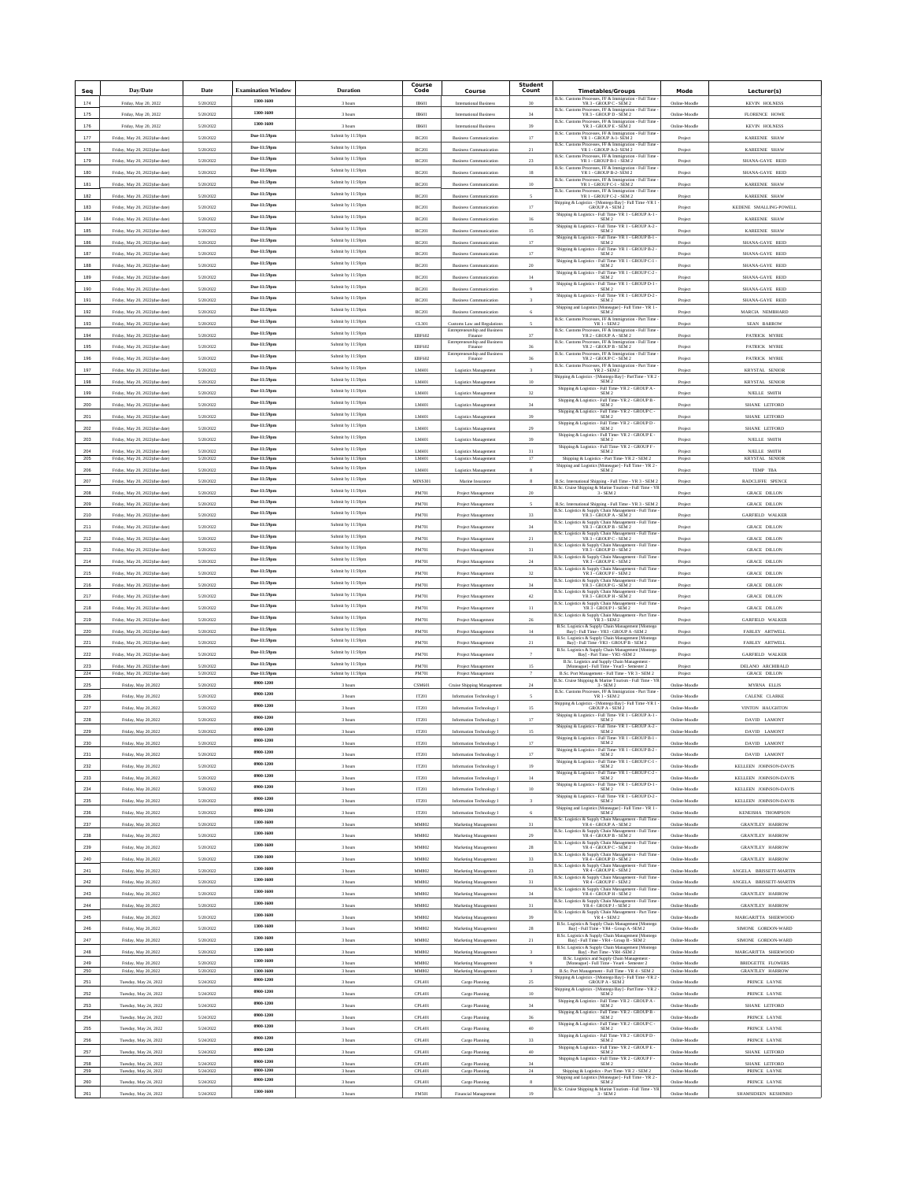| Seq | Day/Date | Date | Examination Window | Duration | Course Code | Course | Student Count | Timetables/Groups | Mode | Lecturer(s) |
|---|---|---|---|---|---|---|---|---|---|---|
| 174 | Friday, May 20, 2022 | 5/20/2022 | 1300-1600 | 3 hours | IB601 | International Business | 30 | B.Sc. Customs Processes, FF & Immigration - Full Time - YR 3 - GROUP C - SEM 2 | Online-Moodle | KEVIN HOLNESS |
| 175 | Friday, May 20, 2022 | 5/20/2022 | 1300-1600 | 3 hours | IB601 | International Business | 34 | B.Sc. Customs Processes, FF & Immigration - Full Time - YR 3 - GROUP D - SEM 2 | Online-Moodle | FLORENCE HOWE |
| 176 | Friday, May 20, 2022 | 5/20/2022 | 1300-1600 | 3 hours | IB601 | International Business | 39 | B.Sc. Customs Processes, FF & Immigration - Full Time - YR 3 - GROUP E - SEM 2 | Online-Moodle | KEVIN HOLNESS |
| 177 | Friday, May 20, 2022(due date) | 5/20/2022 | Due-11:59pm | Submit by 11:59pm | BC201 | Business Communication | 17 | B.Sc. Customs Processes, FF & Immigration - Full Time - YR 1 - GROUP A-1 - SEM 2 | Project | KAREENIE SHAW |
| 178 | Friday, May 20, 2022(due date) | 5/20/2022 | Due-11:59pm | Submit by 11:59pm | BC201 | Business Communication | 21 | B.Sc. Customs Processes, FF & Immigration - Full Time - YR 1 - GROUP A-2 - SEM 2 | Project | KAREENIE SHAW |
| 179 | Friday, May 20, 2022(due date) | 5/20/2022 | Due-11:59pm | Submit by 11:59pm | BC201 | Business Communication | 23 | B.Sc. Customs Processes, FF & Immigration - Full Time - YR 1 - GROUP B-1 - SEM 2 | Project | SHANA-GAYE REID |
| 180 | Friday, May 20, 2022(due date) | 5/20/2022 | Due-11:59pm | Submit by 11:59pm | BC201 | Business Communication | 18 | B.Sc. Customs Processes, FF & Immigration - Full Time - YR 1 - GROUP B-2 - SEM 2 | Project | SHANA-GAYE REID |
| 181 | Friday, May 20, 2022(due date) | 5/20/2022 | Due-11:59pm | Submit by 11:59pm | BC201 | Business Communication | 10 | B.Sc. Customs Processes, FF & Immigration - Full Time - YR 1 - GROUP C-1 - SEM 2 | Project | KAREENIE SHAW |
| 182 | Friday, May 20, 2022(due date) | 5/20/2022 | Due-11:59pm | Submit by 11:59pm | BC201 | Business Communication | 5 | B.Sc. Customs Processes, FF & Immigration - Full Time - YR 1 - GROUP C-2 - SEM 2 | Project | KAREENIE SHAW |
| 183 | Friday, May 20, 2022(due date) | 5/20/2022 | Due-11:59pm | Submit by 11:59pm | BC201 | Business Communication | 17 | Shipping & Logistics - [Montego Bay] - Full Time -YR 1 - GROUP A - SEM 2 | Project | KEDENE SMALLING-POWELL |
| 184 | Friday, May 20, 2022(due date) | 5/20/2022 | Due-11:59pm | Submit by 11:59pm | BC201 | Business Communication | 16 | Shipping & Logistics - Full Time- YR 1 - GROUP A-1 - SEM 2 | Project | KAREENIE SHAW |
| 185 | Friday, May 20, 2022(due date) | 5/20/2022 | Due-11:59pm | Submit by 11:59pm | BC201 | Business Communication | 15 | Shipping & Logistics - Full Time- YR 1 - GROUP A-2 - SEM 2 | Project | KAREENIE SHAW |
| 186 | Friday, May 20, 2022(due date) | 5/20/2022 | Due-11:59pm | Submit by 11:59pm | BC201 | Business Communication | 17 | Shipping & Logistics - Full Time- YR 1 - GROUP B-1 - SEM 2 | Project | SHANA-GAYE REID |
| 187 | Friday, May 20, 2022(due date) | 5/20/2022 | Due-11:59pm | Submit by 11:59pm | BC201 | Business Communication | 17 | Shipping & Logistics - Full Time- YR 1 - GROUP B-2 - SEM 2 | Project | SHANA-GAYE REID |
| 188 | Friday, May 20, 2022(due date) | 5/20/2022 | Due-11:59pm | Submit by 11:59pm | BC201 | Business Communication | 20 | Shipping & Logistics - Full Time- YR 1 - GROUP C-1 - SEM 2 | Project | SHANA-GAYE REID |
| 189 | Friday, May 20, 2022(due date) | 5/20/2022 | Due-11:59pm | Submit by 11:59pm | BC201 | Business Communication | 14 | Shipping & Logistics - Full Time- YR 1 - GROUP C-2 - SEM 2 | Project | SHANA-GAYE REID |
| 190 | Friday, May 20, 2022(due date) | 5/20/2022 | Due-11:59pm | Submit by 11:59pm | BC201 | Business Communication | 9 | Shipping & Logistics - Full Time- YR 1 - GROUP D-1 - SEM 2 | Project | SHANA-GAYE REID |
| 191 | Friday, May 20, 2022(due date) | 5/20/2022 | Due-11:59pm | Submit by 11:59pm | BC201 | Business Communication | 3 | Shipping & Logistics - Full Time- YR 1 - GROUP D-2 - SEM 2 | Project | SHANA-GAYE REID |
| 192 | Friday, May 20, 2022(due date) | 5/20/2022 | Due-11:59pm | Submit by 11:59pm | BC201 | Business Communication | 6 | Shipping and Logistics [Montego] - Full Time - YR 1 - SEM 2 | Project | MARCIA NEMBHARD |
| 193 | Friday, May 20, 2022(due date) | 5/20/2022 | Due-11:59pm | Submit by 11:59pm | CL301 | Customs Law and Regulations | 5 | B.Sc. Customs Processes, FF & Immigration - Part Time - YR 1 - SEM 2 | Project | SEAN BARROW |
| 194 | Friday, May 20, 2022(due date) | 5/20/2022 | Due-11:59pm | Submit by 11:59pm | EBF602 | Entrepreneurship and Business Finance | 37 | B.Sc. Customs Processes, FF & Immigration - Full Time - YR 2 - GROUP A - SEM 2 | Project | PATRICK MYRIE |
| 195 | Friday, May 20, 2022(due date) | 5/20/2022 | Due-11:59pm | Submit by 11:59pm | EBF602 | Entrepreneurship and Business Finance | 36 | B.Sc. Customs Processes, FF & Immigration - Full Time - YR 2 - GROUP B - SEM 2 | Project | PATRICK MYRIE |
| 196 | Friday, May 20, 2022(due date) | 5/20/2022 | Due-11:59pm | Submit by 11:59pm | EBF602 | Entrepreneurship and Business Finance | 36 | B.Sc. Customs Processes, FF & Immigration - Full Time - YR 2 - GROUP C - SEM 2 | Project | PATRICK MYRIE |
| 197 | Friday, May 20, 2022(due date) | 5/20/2022 | Due-11:59pm | Submit by 11:59pm | LM401 | Logistics Management | 3 | B.Sc. Customs Processes, FF & Immigration - Part Time - YR 2 - SEM 2 | Project | KRYSTAL SENIOR |
| 198 | Friday, May 20, 2022(due date) | 5/20/2022 | Due-11:59pm | Submit by 11:59pm | LM401 | Logistics Management | 10 | Shipping & Logistics - [Montego Bay] - PartTime - YR 2 - SEM 2 | Project | KRYSTAL SENIOR |
| 199 | Friday, May 20, 2022(due date) | 5/20/2022 | Due-11:59pm | Submit by 11:59pm | LM401 | Logistics Management | 32 | Shipping & Logistics - Full Time- YR 2 - GROUP A - SEM 2 | Project | NIELLE SMITH |
| 200 | Friday, May 20, 2022(due date) | 5/20/2022 | Due-11:59pm | Submit by 11:59pm | LM401 | Logistics Management | 34 | Shipping & Logistics - Full Time- YR 2 - GROUP B - SEM 2 | Project | SHANE LETFORD |
| 201 | Friday, May 20, 2022(due date) | 5/20/2022 | Due-11:59pm | Submit by 11:59pm | LM401 | Logistics Management | 39 | Shipping & Logistics - Full Time- YR 2 - GROUP C - SEM 2 | Project | SHANE LETFORD |
| 202 | Friday, May 20, 2022(due date) | 5/20/2022 | Due-11:59pm | Submit by 11:59pm | LM401 | Logistics Management | 29 | Shipping & Logistics - Full Time- YR 2 - GROUP D - SEM 2 | Project | SHANE LETFORD |
| 203 | Friday, May 20, 2022(due date) | 5/20/2022 | Due-11:59pm | Submit by 11:59pm | LM401 | Logistics Management | 39 | Shipping & Logistics - Full Time- YR 2 - GROUP E - SEM 2 | Project | NIELLE SMITH |
| 204 | Friday, May 20, 2022(due date) | 5/20/2022 | Due-11:59pm | Submit by 11:59pm | LM401 | Logistics Management | 31 | Shipping & Logistics - Full Time- YR 2 - GROUP F - SEM 2 | Project | NIELLE SMITH |
| 205 | Friday, May 20, 2022(due date) | 5/20/2022 | Due-11:59pm | Submit by 11:59pm | LM401 | Logistics Management | 17 | Shipping & Logistics - Part Time- YR 2 - SEM 2 | Project | KRYSTAL SENIOR |
| 206 | Friday, May 20, 2022(due date) | 5/20/2022 | Due-11:59pm | Submit by 11:59pm | LM401 | Logistics Management | 8 | Shipping and Logistics [Montego] - Full Time - YR 2 - SEM 2 | Project | TEMP TBA |
| 207 | Friday, May 20, 2022(due date) | 5/20/2022 | Due-11:59pm | Submit by 11:59pm | MINS301 | Marine Insurance | 8 | B.Sc. International Shipping - Full Time - YR 3 - SEM 2 | Project | RADCLIFFE SPENCE |
| 208 | Friday, May 20, 2022(due date) | 5/20/2022 | Due-11:59pm | Submit by 11:59pm | PM701 | Project Management | 20 | B.Sc. Cruise Shipping & Marine Tourism - Full Time - YR 3 - SEM 2 | Project | GRACE DILLON |
| 209 | Friday, May 20, 2022(due date) | 5/20/2022 | Due-11:59pm | Submit by 11:59pm | PM701 | Project Management | 5 | B.Sc. International Shipping - Full Time - YR 3 - SEM 2 | Project | GRACE DILLON |
| 210 | Friday, May 20, 2022(due date) | 5/20/2022 | Due-11:59pm | Submit by 11:59pm | PM701 | Project Management | 33 | B.Sc. Logistics & Supply Chain Management - Full Time - YR 3 - GROUP A - SEM 2 | Project | GARFIELD WALKER |
| 211 | Friday, May 20, 2022(due date) | 5/20/2022 | Due-11:59pm | Submit by 11:59pm | PM701 | Project Management | 34 | B.Sc. Logistics & Supply Chain Management - Full Time - YR 3 - GROUP B - SEM 2 | Project | GRACE DILLON |
| 212 | Friday, May 20, 2022(due date) | 5/20/2022 | Due-11:59pm | Submit by 11:59pm | PM701 | Project Management | 21 | B.Sc. Logistics & Supply Chain Management - Full Time - YR 3 - GROUP C - SEM 2 | Project | GRACE DILLON |
| 213 | Friday, May 20, 2022(due date) | 5/20/2022 | Due-11:59pm | Submit by 11:59pm | PM701 | Project Management | 31 | B.Sc. Logistics & Supply Chain Management - Full Time - YR 3 - GROUP D - SEM 2 | Project | GRACE DILLON |
| 214 | Friday, May 20, 2022(due date) | 5/20/2022 | Due-11:59pm | Submit by 11:59pm | PM701 | Project Management | 24 | B.Sc. Logistics & Supply Chain Management - Full Time - YR 3 - GROUP E - SEM 2 | Project | GRACE DILLON |
| 215 | Friday, May 20, 2022(due date) | 5/20/2022 | Due-11:59pm | Submit by 11:59pm | PM701 | Project Management | 32 | B.Sc. Logistics & Supply Chain Management - Full Time - YR 3 - GROUP F - SEM 2 | Project | GRACE DILLON |
| 216 | Friday, May 20, 2022(due date) | 5/20/2022 | Due-11:59pm | Submit by 11:59pm | PM701 | Project Management | 34 | B.Sc. Logistics & Supply Chain Management - Full Time - YR 3 - GROUP G - SEM 2 | Project | GRACE DILLON |
| 217 | Friday, May 20, 2022(due date) | 5/20/2022 | Due-11:59pm | Submit by 11:59pm | PM701 | Project Management | 42 | B.Sc. Logistics & Supply Chain Management - Full Time - YR 3 - GROUP H - SEM 2 | Project | GRACE DILLON |
| 218 | Friday, May 20, 2022(due date) | 5/20/2022 | Due-11:59pm | Submit by 11:59pm | PM701 | Project Management | 11 | B.Sc. Logistics & Supply Chain Management - Full Time - YR 3 - GROUP I - SEM 2 | Project | GRACE DILLON |
| 219 | Friday, May 20, 2022(due date) | 5/20/2022 | Due-11:59pm | Submit by 11:59pm | PM701 | Project Management | 26 | B.Sc. Logistics & Supply Chain Management - Part Time - YR 3 - SEM 2 | Project | GARFIELD WALKER |
| 220 | Friday, May 20, 2022(due date) | 5/20/2022 | Due-11:59pm | Submit by 11:59pm | PM701 | Project Management | 14 | B.Sc. Logistics & Supply Chain Management [Montego Bay] - Full Time - YR3 - GROUP A -SEM 2 | Project | FARLEY ARTWELL |
| 221 | Friday, May 20, 2022(due date) | 5/20/2022 | Due-11:59pm | Submit by 11:59pm | PM701 | Project Management | 21 | B.Sc. Logistics & Supply Chain Management [Montego Bay] - Full Time -YR3 - GROUP B - SEM 2 | Project | FARLEY ARTWELL |
| 222 | Friday, May 20, 2022(due date) | 5/20/2022 | Due-11:59pm | Submit by 11:59pm | PM701 | Project Management | 7 | B.Sc. Logistics & Supply Chain Management [Montego Bay] - Part Time - YR3 -SEM 2 | Project | GARFIELD WALKER |
| 223 | Friday, May 20, 2022(due date) | 5/20/2022 | Due-11:59pm | Submit by 11:59pm | PM701 | Project Management | 15 | B.Sc. Logistics and Supply Chain Management - [Montego] - Full Time - Year3 - Semester 2 | Project | DELANO ARCHIBALD |
| 224 | Friday, May 20, 2022(due date) | 5/20/2022 | Due-11:59pm | Submit by 11:59pm | PM701 | Project Management | 7 | B.Sc. Port Management - Full Time - YR 3 - SEM 2 | Project | GRACE DILLON |
| 225 | Friday, May 20,2022 | 5/20/2022 | 0900-1200 | 3 hours | CSM601 | Cruise Shipping Management | 24 | B.Sc. Cruise Shipping & Marine Tourism - Full Time - YR 3 - SEM 2 | Online-Moodle | MYRNA ELLIS |
| 226 | Friday, May 20,2022 | 5/20/2022 | 0900-1200 | 3 hours | IT201 | Information Technology I | 5 | B.Sc. Customs Processes, FF & Immigration - Part Time - YR 1 - SEM 2 | Online-Moodle | CALENE CLARKE |
| 227 | Friday, May 20,2022 | 5/20/2022 | 0900-1200 | 3 hours | IT201 | Information Technology I | 15 | Shipping & Logistics - [Montego Bay] - Full Time -YR 1 - GROUP A - SEM 2 | Online-Moodle | VINTON HAUGHTON |
| 228 | Friday, May 20,2022 | 5/20/2022 | 0900-1200 | 3 hours | IT201 | Information Technology I | 17 | Shipping & Logistics - Full Time- YR 1 - GROUP A-1 - SEM 2 | Online-Moodle | DAVID LAMONT |
| 229 | Friday, May 20,2022 | 5/20/2022 | 0900-1200 | 3 hours | IT201 | Information Technology I | 15 | Shipping & Logistics - Full Time- YR 1 - GROUP A-2 - SEM 2 | Online-Moodle | DAVID LAMONT |
| 230 | Friday, May 20,2022 | 5/20/2022 | 0900-1200 | 3 hours | IT201 | Information Technology I | 17 | Shipping & Logistics - Full Time- YR 1 - GROUP B-1 - SEM 2 | Online-Moodle | DAVID LAMONT |
| 231 | Friday, May 20,2022 | 5/20/2022 | 0900-1200 | 3 hours | IT201 | Information Technology I | 17 | Shipping & Logistics - Full Time- YR 1 - GROUP B-2 - SEM 2 | Online-Moodle | DAVID LAMONT |
| 232 | Friday, May 20,2022 | 5/20/2022 | 0900-1200 | 3 hours | IT201 | Information Technology I | 19 | Shipping & Logistics - Full Time- YR 1 - GROUP C-1 - SEM 2 | Online-Moodle | KELLEEN JOHNSON-DAVIS |
| 233 | Friday, May 20,2022 | 5/20/2022 | 0900-1200 | 3 hours | IT201 | Information Technology I | 14 | Shipping & Logistics - Full Time- YR 1 - GROUP C-2 - SEM 2 | Online-Moodle | KELLEEN JOHNSON-DAVIS |
| 234 | Friday, May 20,2022 | 5/20/2022 | 0900-1200 | 3 hours | IT201 | Information Technology I | 10 | Shipping & Logistics - Full Time- YR 1 - GROUP D-1 - SEM 2 | Online-Moodle | KELLEEN JOHNSON-DAVIS |
| 235 | Friday, May 20,2022 | 5/20/2022 | 0900-1200 | 3 hours | IT201 | Information Technology I | 3 | Shipping & Logistics - Full Time- YR 1 - GROUP D-2 - SEM 2 | Online-Moodle | KELLEEN JOHNSON-DAVIS |
| 236 | Friday, May 20,2022 | 5/20/2022 | 0900-1200 | 3 hours | IT201 | Information Technology I | 6 | Shipping and Logistics [Montego] - Full Time - YR 1 - SEM 2 | Online-Moodle | KENEISHA THOMPSON |
| 237 | Friday, May 20,2022 | 5/20/2022 | 1300-1600 | 3 hours | MM802 | Marketing Management | 31 | B.Sc. Logistics & Supply Chain Management - Full Time - YR 4 - GROUP A - SEM 2 | Online-Moodle | GRANTLEY HARROW |
| 238 | Friday, May 20,2022 | 5/20/2022 | 1300-1600 | 3 hours | MM802 | Marketing Management | 29 | B.Sc. Logistics & Supply Chain Management - Full Time - YR 4 - GROUP B - SEM 2 | Online-Moodle | GRANTLEY HARROW |
| 239 | Friday, May 20,2022 | 5/20/2022 | 1300-1600 | 3 hours | MM802 | Marketing Management | 28 | B.Sc. Logistics & Supply Chain Management - Full Time - YR 4 - GROUP C - SEM 2 | Online-Moodle | GRANTLEY HARROW |
| 240 | Friday, May 20,2022 | 5/20/2022 | 1300-1600 | 3 hours | MM802 | Marketing Management | 33 | B.Sc. Logistics & Supply Chain Management - Full Time - YR 4 - GROUP D - SEM 2 | Online-Moodle | GRANTLEY HARROW |
| 241 | Friday, May 20,2022 | 5/20/2022 | 1300-1600 | 3 hours | MM802 | Marketing Management | 23 | B.Sc. Logistics & Supply Chain Management - Full Time - YR 4 - GROUP E - SEM 2 | Online-Moodle | ANGELA BRISSETT-MARTIN |
| 242 | Friday, May 20,2022 | 5/20/2022 | 1300-1600 | 3 hours | MM802 | Marketing Management | 31 | B.Sc. Logistics & Supply Chain Management - Full Time - YR 4 - GROUP F - SEM 2 | Online-Moodle | ANGELA BRISSETT-MARTIN |
| 243 | Friday, May 20,2022 | 5/20/2022 | 1300-1600 | 3 hours | MM802 | Marketing Management | 34 | B.Sc. Logistics & Supply Chain Management - Full Time - YR 4 - GROUP H - SEM 2 | Online-Moodle | GRANTLEY HARROW |
| 244 | Friday, May 20,2022 | 5/20/2022 | 1300-1600 | 3 hours | MM802 | Marketing Management | 31 | B.Sc. Logistics & Supply Chain Management - Full Time - YR 4 - GROUP J - SEM 2 | Online-Moodle | GRANTLEY HARROW |
| 245 | Friday, May 20,2022 | 5/20/2022 | 1300-1600 | 3 hours | MM802 | Marketing Management | 39 | B.Sc. Logistics & Supply Chain Management - Part Time - YR 4 - SEM 2 | Online-Moodle | MARGARITTA SHERWOOD |
| 246 | Friday, May 20,2022 | 5/20/2022 | 1300-1600 | 3 hours | MM802 | Marketing Management | 28 | B.Sc. Logistics & Supply Chain Management [Montego Bay] - Full Time - YR4 - Group A -SEM 2 | Online-Moodle | SIMONE GORDON-WARD |
| 247 | Friday, May 20,2022 | 5/20/2022 | 1300-1600 | 3 hours | MM802 | Marketing Management | 21 | B.Sc. Logistics & Supply Chain Management [Montego Bay] - Full Time - YR4 - Group B - SEM 2 | Online-Moodle | SIMONE GORDON-WARD |
| 248 | Friday, May 20,2022 | 5/20/2022 | 1300-1600 | 3 hours | MM802 | Marketing Management | 3 | B.Sc. Logistics & Supply Chain Management [Montego Bay] - Part Time - YR4 -SEM 2 | Online-Moodle | MARGARITTA SHERWOOD |
| 249 | Friday, May 20,2022 | 5/20/2022 | 1300-1600 | 3 hours | MM802 | Marketing Management | 9 | B.Sc. Logistics and Supply Chain Management - [Montego] - Full Time - Year4 - Semester 2 | Online-Moodle | BRIDGETTE FLOWERS |
| 250 | Friday, May 20,2022 | 5/20/2022 | 1300-1600 | 3 hours | MM802 | Marketing Management | 3 | B.Sc. Port Management - Full Time - YR 4 - SEM 2 | Online-Moodle | GRANTLEY HARROW |
| 251 | Tuesday, May 24, 2022 | 5/24/2022 | 0900-1200 | 3 hours | CPL401 | Cargo Planning | 25 | Shipping & Logistics - [Montego Bay] - Full Time -YR 2 - GROUP A - SEM 2 | Online-Moodle | PRINCE LAYNE |
| 252 | Tuesday, May 24, 2022 | 5/24/2022 | 0900-1200 | 3 hours | CPL401 | Cargo Planning | 10 | Shipping & Logistics - [Montego Bay] - PartTime - YR 2 - SEM 2 | Online-Moodle | PRINCE LAYNE |
| 253 | Tuesday, May 24, 2022 | 5/24/2022 | 0900-1200 | 3 hours | CPL401 | Cargo Planning | 34 | Shipping & Logistics - Full Time- YR 2 - GROUP A - SEM 2 | Online-Moodle | SHANE LETFORD |
| 254 | Tuesday, May 24, 2022 | 5/24/2022 | 0900-1200 | 3 hours | CPL401 | Cargo Planning | 36 | Shipping & Logistics - Full Time- YR 2 - GROUP B - SEM 2 | Online-Moodle | PRINCE LAYNE |
| 255 | Tuesday, May 24, 2022 | 5/24/2022 | 0900-1200 | 3 hours | CPL401 | Cargo Planning | 40 | Shipping & Logistics - Full Time- YR 2 - GROUP C - SEM 2 | Online-Moodle | PRINCE LAYNE |
| 256 | Tuesday, May 24, 2022 | 5/24/2022 | 0900-1200 | 3 hours | CPL401 | Cargo Planning | 33 | Shipping & Logistics - Full Time- YR 2 - GROUP D - SEM 2 | Online-Moodle | PRINCE LAYNE |
| 257 | Tuesday, May 24, 2022 | 5/24/2022 | 0900-1200 | 3 hours | CPL401 | Cargo Planning | 40 | Shipping & Logistics - Full Time- YR 2 - GROUP E - SEM 2 | Online-Moodle | SHANE LETFORD |
| 258 | Tuesday, May 24, 2022 | 5/24/2022 | 0900-1200 | 3 hours | CPL401 | Cargo Planning | 34 | Shipping & Logistics - Full Time- YR 2 - GROUP F - SEM 2 | Online-Moodle | SHANE LETFORD |
| 259 | Tuesday, May 24, 2022 | 5/24/2022 | 0900-1200 | 3 hours | CPL401 | Cargo Planning | 24 | Shipping & Logistics - Part Time- YR 2 - SEM 2 | Online-Moodle | PRINCE LAYNE |
| 260 | Tuesday, May 24, 2022 | 5/24/2022 | 0900-1200 | 3 hours | CPL401 | Cargo Planning | 8 | Shipping and Logistics [Montego] - Full Time - YR 2 - SEM 2 | Online-Moodle | PRINCE LAYNE |
| 261 | Tuesday, May 24, 2022 | 5/24/2022 | 1300-1600 | 3 hours | FM501 | Financial Management | 19 | B.Sc. Cruise Shipping & Marine Tourism - Full Time - YR 3 - SEM 2 | Online-Moodle | SHAMSIDEEN KESHINRO |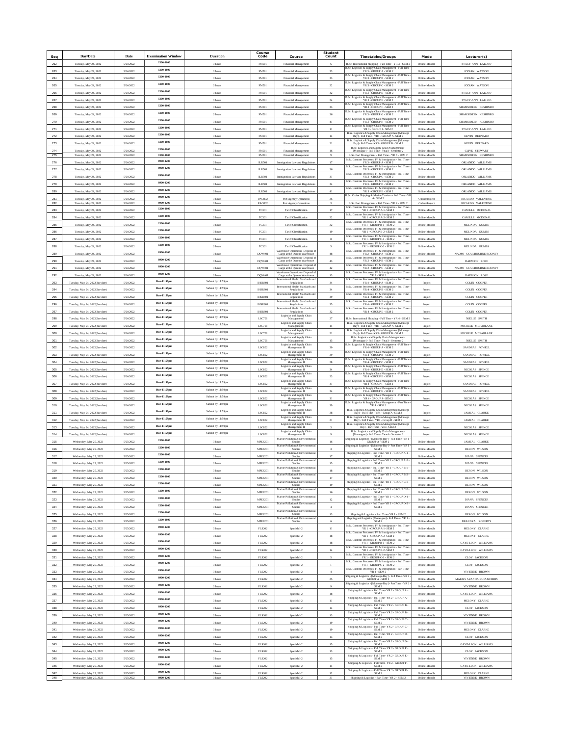| Seq | Day/Date | Date | Examination Window | Duration | Course Code | Course | Student Count | Timetables/Groups | Mode | Lecturer(s) |
|---|---|---|---|---|---|---|---|---|---|---|
| 262 | Tuesday, May 24, 2022 | 5/24/2022 | 1300-1600 | 3 hours | FM501 | Financial Management | 6 | B.Sc. International Shipping - Full Time - YR 3 - SEM 2 | Online-Moodle | STACY-ANN LALLOO |
| 263 | Tuesday, May 24, 2022 | 5/24/2022 | 1300-1600 | 3 hours | FM501 | Financial Management | 33 | B.Sc. Logistics & Supply Chain Management - Full Time - YR 3 - GROUP A - SEM 2 | Online-Moodle | JODIAN WATSON |
| 264 | Tuesday, May 24, 2022 | 5/24/2022 | 1300-1600 | 3 hours | FM501 | Financial Management | 33 | B.Sc. Logistics & Supply Chain Management - Full Time - YR 3 - GROUP B - SEM 2 | Online-Moodle | JODIAN WATSON |
| 265 | Tuesday, May 24, 2022 | 5/24/2022 | 1300-1600 | 3 hours | FM501 | Financial Management | 22 | B.Sc. Logistics & Supply Chain Management - Full Time - YR 3 - GROUP C - SEM 2 | Online-Moodle | JODIAN WATSON |
| 266 | Tuesday, May 24, 2022 | 5/24/2022 | 1300-1600 | 3 hours | FM501 | Financial Management | 32 | B.Sc. Logistics & Supply Chain Management - Full Time - YR 3 - GROUP D - SEM 2 | Online-Moodle | STACY-ANN LALLOO |
| 267 | Tuesday, May 24, 2022 | 5/24/2022 | 1300-1600 | 3 hours | FM501 | Financial Management | 24 | B.Sc. Logistics & Supply Chain Management - Full Time - YR 3 - GROUP E - SEM 2 | Online-Moodle | STACY-ANN LALLOO |
| 268 | Tuesday, May 24, 2022 | 5/24/2022 | 1300-1600 | 3 hours | FM501 | Financial Management | 33 | B.Sc. Logistics & Supply Chain Management - Full Time - YR 3 - GROUP F - SEM 2 | Online-Moodle | SHAMSIDEEN KESHINRO |
| 269 | Tuesday, May 24, 2022 | 5/24/2022 | 1300-1600 | 3 hours | FM501 | Financial Management | 36 | B.Sc. Logistics & Supply Chain Management - Full Time - YR 3 - GROUP G - SEM 2 | Online-Moodle | SHAMSIDEEN KESHINRO |
| 270 | Tuesday, May 24, 2022 | 5/24/2022 | 1300-1600 | 3 hours | FM501 | Financial Management | 41 | B.Sc. Logistics & Supply Chain Management - Full Time - YR 3 - GROUP H - SEM 2 | Online-Moodle | SHAMSIDEEN KESHINRO |
| 271 | Tuesday, May 24, 2022 | 5/24/2022 | 1300-1600 | 3 hours | FM501 | Financial Management | 11 | B.Sc. Logistics & Supply Chain Management - Full Time - YR 3 - GROUP I - SEM 2 | Online-Moodle | STACY-ANN LALLOO |
| 272 | Tuesday, May 24, 2022 | 5/24/2022 | 1300-1600 | 3 hours | FM501 | Financial Management | 14 | B.Sc. Logistics & Supply Chain Management [Montego Bay] - Full Time - YR3 - GROUP A -SEM 2 | Online-Moodle | KEVIN BERNARD |
| 273 | Tuesday, May 24, 2022 | 5/24/2022 | 1300-1600 | 3 hours | FM501 | Financial Management | 21 | B.Sc. Logistics & Supply Chain Management [Montego Bay] - Full Time -YR3 - GROUP B - SEM 2 | Online-Moodle | KEVIN BERNARD |
| 274 | Tuesday, May 24, 2022 | 5/24/2022 | 1300-1600 | 3 hours | FM501 | Financial Management | 16 | B.Sc. Logistics and Supply Chain Management - [Monteque] - Full Time - Year3 - Semester 2 | Online-Moodle | CLIVE STEWART |
| 275 | Tuesday, May 24, 2022 | 5/24/2022 | 1300-1600 | 3 hours | FM501 | Financial Management | 9 | B.Sc. Port Management - Full Time - YR 3 - SEM 2 | Online-Moodle | SHAMSIDEEN KESHINRO |
| 276 | Tuesday, May 24, 2022 | 5/24/2022 | 0900-1200 | 3 hours | ILR501 | Immigration Law and Regulations | 17 | B.Sc. Customs Processes, FF & Immigration - Full Time - YR 3 - GROUP A - SEM 2 | Online-Moodle | ORLANDO WILLIAMS |
| 277 | Tuesday, May 24, 2022 | 5/24/2022 | 0900-1200 | 3 hours | ILR501 | Immigration Law and Regulations | 36 | B.Sc. Customs Processes, FF & Immigration - Full Time - YR 3 - GROUP B - SEM 2 | Online-Moodle | ORLANDO WILLIAMS |
| 278 | Tuesday, May 24, 2022 | 5/24/2022 | 0900-1200 | 3 hours | ILR501 | Immigration Law and Regulations | 31 | B.Sc. Customs Processes, FF & Immigration - Full Time - YR 3 - GROUP C - SEM 2 | Online-Moodle | ORLANDO WILLIAMS |
| 279 | Tuesday, May 24, 2022 | 5/24/2022 | 0900-1200 | 3 hours | ILR501 | Immigration Law and Regulations | 34 | B.Sc. Customs Processes, FF & Immigration - Full Time - YR 3 - GROUP D - SEM 2 | Online-Moodle | ORLANDO WILLIAMS |
| 280 | Tuesday, May 24, 2022 | 5/24/2022 | 0900-1200 | 3 hours | ILR501 | Immigration Law and Regulations | 41 | B.Sc. Customs Processes, FF & Immigration - Full Time - YR 3 - GROUP E - SEM 2 | Online-Moodle | ORLANDO WILLIAMS |
| 281 | Tuesday, May 24, 2022 | 5/24/2022 | 0900-1200 | 3 hours | PAO802 | Port Agency Operations | 26 | B.Sc. Cruise Shipping & Marine Tourism - Full Time - YR 4 - SEM 2 | Online/Project | RICARDO VALENTINE |
| 282 | Tuesday, May 24, 2022 | 5/24/2022 | 0900-1200 | 3 hours | PAO802 | Port Agency Operations | 3 | B.Sc. Port Management - Full Time - YR 4 - SEM 2 | Online/Project | RICARDO VALENTINE |
| 283 | Tuesday, May 24, 2022 | 5/24/2022 | 1300-1600 | 3 hours | TC301 | Tariff Classification | 17 | B.Sc. Customs Processes, FF & Immigration - Full Time - YR 1 - GROUP A-1- SEM 2 | Online-Moodle | CAMILLE MCDONAL |
| 284 | Tuesday, May 24, 2022 | 5/24/2022 | 1300-1600 | 3 hours | TC301 | Tariff Classification | 22 | B.Sc. Customs Processes, FF & Immigration - Full Time - YR 1 - GROUP A-2- SEM 2 | Online-Moodle | CAMILLE MCDONAL |
| 285 | Tuesday, May 24, 2022 | 5/24/2022 | 1300-1600 | 3 hours | TC301 | Tariff Classification | 22 | B.Sc. Customs Processes, FF & Immigration - Full Time - YR 1 - GROUP B-1 - SEM 2 | Online-Moodle | MELINDA GUMBS |
| 286 | Tuesday, May 24, 2022 | 5/24/2022 | 1300-1600 | 3 hours | TC301 | Tariff Classification | 19 | B.Sc. Customs Processes, FF & Immigration - Full Time - YR 1 - GROUP B-2 - SEM 2 | Online-Moodle | MELINDA GUMBS |
| 287 | Tuesday, May 24, 2022 | 5/24/2022 | 1300-1600 | 3 hours | TC301 | Tariff Classification | 8 | B.Sc. Customs Processes, FF & Immigration - Full Time - YR 1 - GROUP C-1 - SEM 2 | Online-Moodle | MELINDA GUMBS |
| 288 | Tuesday, May 24, 2022 | 5/24/2022 | 1300-1600 | 3 hours | TC301 | Tariff Classification | 5 | B.Sc. Customs Processes, FF & Immigration - Full Time - YR 1 - GROUP C-2 - SEM 2 | Online-Moodle | MELINDA GUMBS |
| 289 | Tuesday, May 24, 2022 | 5/24/2022 | 0900-1200 | 3 hours | DQW401 | Warehouse Operations -Disposal of Cargo at the Queens Warehouse | 48 | B.Sc. Customs Processes, FF & Immigration - Full Time - YR 2 - GROUP A - SEM 2 | Online-Moodle | NAOMI GOULBOURNE-RODNEY |
| 290 | Tuesday, May 24, 2022 | 5/24/2022 | 0900-1200 | 3 hours | DQW401 | Warehouse Operations -Disposal of Cargo at the Queens Warehouse | 43 | B.Sc. Customs Processes, FF & Immigration - Full Time - YR 2 - GROUP B - SEM 2 | Online-Moodle | DAEMION ROSE |
| 291 | Tuesday, May 24, 2022 | 5/24/2022 | 0900-1200 | 3 hours | DQW401 | Warehouse Operations -Disposal of Cargo at the Queens Warehouse | 42 | B.Sc. Customs Processes, FF & Immigration - Full Time - YR 2 - GROUP C - SEM 2 | Online-Moodle | NAOMI GOULBOURNE-RODNEY |
| 292 | Tuesday, May 24, 2022 | 5/24/2022 | 0900-1200 | 3 hours | DQW401 | Warehouse Operations -Disposal of Cargo at the Queens Warehouse | 13 | B.Sc. Customs Processes, FF & Immigration - Part Time - YR 2 - SEM 2 | Online-Moodle | DAEMION ROSE |
| 293 | Tuesday, May 24, 2022(due date) | 5/24/2022 | Due-11:59pm | Submit by 11:59pm | IHSR801 | International Health Standards and Regulations | 34 | B.Sc. Customs Processes, FF & Immigration - Full Time - YR 4 - GROUP A - SEM 2 | Project | COLIN COOPER |
| 294 | Tuesday, May 24, 2022(due date) | 5/24/2022 | Due-11:59pm | Submit by 11:59pm | IHSR801 | International Health Standards and Regulations | 34 | B.Sc. Customs Processes, FF & Immigration - Full Time - YR 4 - GROUP B - SEM 2 | Project | COLIN COOPER |
| 295 | Tuesday, May 24, 2022(due date) | 5/24/2022 | Due-11:59pm | Submit by 11:59pm | IHSR801 | International Health Standards and Regulations | 39 | B.Sc. Customs Processes, FF & Immigration - Full Time - YR 4 - GROUP C - SEM 2 | Project | COLIN COOPER |
| 296 | Tuesday, May 24, 2022(due date) | 5/24/2022 | Due-11:59pm | Submit by 11:59pm | IHSR801 | International Health Standards and Regulations | 35 | B.Sc. Customs Processes, FF & Immigration - Full Time - YR 4 - GROUP D - SEM 2 | Project | COLIN COOPER |
| 297 | Tuesday, May 24, 2022(due date) | 5/24/2022 | Due-11:59pm | Submit by 11:59pm | IHSR801 | International Health Standards and Regulations | 32 | B.Sc. Customs Processes, FF & Immigration - Full Time - YR 4 - GROUP E - SEM 2 | Project | COLIN COOPER |
| 298 | Tuesday, May 24, 2022(due date) | 5/24/2022 | Due-11:59pm | Submit by 11:59pm | LSC701 | Logistics and Supply Chain Management I | 27 | B.Sc. International Shipping - Full Time - YR 4 - SEM 2 | Project | NIELLE SMITH |
| 299 | Tuesday, May 24, 2022(due date) | 5/24/2022 | Due-11:59pm | Submit by 11:59pm | LSC701 | Logistics and Supply Chain Management I | 14 | B.Sc. Logistics & Supply Chain Management [Montego Bay] - Full Time - YR3 - GROUP A -SEM 2 | Project | MICHELE MCFARLANE |
| 300 | Tuesday, May 24, 2022(due date) | 5/24/2022 | Due-11:59pm | Submit by 11:59pm | LSC701 | Logistics and Supply Chain Management I | 21 | B.Sc. Logistics & Supply Chain Management [Montego Bay] - Full Time -YR3 - GROUP B - SEM 2 | Project | MICHELE MCFARLANE |
| 301 | Tuesday, May 24, 2022(due date) | 5/24/2022 | Due-11:59pm | Submit by 11:59pm | LSC701 | Logistics and Supply Chain Management I | 15 | B.Sc. Logistics and Supply Chain Management - [Monteque] - Full Time - Year3 - Semester 2 | Project | NIELLE SMITH |
| 302 | Tuesday, May 24, 2022(due date) | 5/24/2022 | Due-11:59pm | Submit by 11:59pm | LSC802 | Logistics and Supply Chain Management II | 30 | B.Sc. Logistics & Supply Chain Management - Full Time - YR 4 - GROUP A - SEM 2 | Project | SANDRAE POWELL |
| 303 | Tuesday, May 24, 2022(due date) | 5/24/2022 | Due-11:59pm | Submit by 11:59pm | LSC802 | Logistics and Supply Chain Management II | 29 | B.Sc. Logistics & Supply Chain Management - Full Time - YR 4 - GROUP B - SEM 2 | Project | SANDRAE POWELL |
| 304 | Tuesday, May 24, 2022(due date) | 5/24/2022 | Due-11:59pm | Submit by 11:59pm | LSC802 | Logistics and Supply Chain Management II | 28 | B.Sc. Logistics & Supply Chain Management - Full Time - YR 4 - GROUP C - SEM 2 | Project | SANDRAE POWELL |
| 305 | Tuesday, May 24, 2022(due date) | 5/24/2022 | Due-11:59pm | Submit by 11:59pm | LSC802 | Logistics and Supply Chain Management II | 34 | B.Sc. Logistics & Supply Chain Management - Full Time - YR 4 - GROUP D - SEM 2 | Project | NICOLAS SPENCE |
| 306 | Tuesday, May 24, 2022(due date) | 5/24/2022 | Due-11:59pm | Submit by 11:59pm | LSC802 | Logistics and Supply Chain Management II | 23 | B.Sc. Logistics & Supply Chain Management - Full Time - YR 4 - GROUP E - SEM 2 | Project | NICOLAS SPENCE |
| 307 | Tuesday, May 24, 2022(due date) | 5/24/2022 | Due-11:59pm | Submit by 11:59pm | LSC802 | Logistics and Supply Chain Management II | 31 | B.Sc. Logistics & Supply Chain Management - Full Time - YR 4 - GROUP F - SEM 2 | Project | SANDRAE POWELL |
| 308 | Tuesday, May 24, 2022(due date) | 5/24/2022 | Due-11:59pm | Submit by 11:59pm | LSC802 | Logistics and Supply Chain Management II | 34 | B.Sc. Logistics & Supply Chain Management - Full Time - YR 4 - GROUP H - SEM 2 | Project | SANDRAE POWELL |
| 309 | Tuesday, May 24, 2022(due date) | 5/24/2022 | Due-11:59pm | Submit by 11:59pm | LSC802 | Logistics and Supply Chain Management II | 31 | B.Sc. Logistics & Supply Chain Management - Full Time - YR 4 - GROUP I - SEM 2 | Project | NICOLAS SPENCE |
| 310 | Tuesday, May 24, 2022(due date) | 5/24/2022 | Due-11:59pm | Submit by 11:59pm | LSC802 | Logistics and Supply Chain Management II | 39 | B.Sc. Logistics & Supply Chain Management - Part Time - YR 4 - SEM 2 | Project | NICOLAS SPENCE |
| 311 | Tuesday, May 24, 2022(due date) | 5/24/2022 | Due-11:59pm | Submit by 11:59pm | LSC802 | Logistics and Supply Chain Management II | 28 | B.Sc. Logistics & Supply Chain Management [Montego Bay] - Full Time - YR4 - Group A -SEM 2 | Project | JAMEAL CLARKE |
| 312 | Tuesday, May 24, 2022(due date) | 5/24/2022 | Due-11:59pm | Submit by 11:59pm | LSC802 | Logistics and Supply Chain Management II | 21 | B.Sc. Logistics & Supply Chain Management [Montego Bay] - Full Time - YR4 - Group B - SEM 2 | Project | JAMEAL CLARKE |
| 313 | Tuesday, May 24, 2022(due date) | 5/24/2022 | Due-11:59pm | Submit by 11:59pm | LSC802 | Logistics and Supply Chain Management II | 3 | B.Sc. Logistics & Supply Chain Management [Montego Bay] - Part Time - YR4 -SEM 2 | Project | NICOLAS SPENCE |
| 314 | Tuesday, May 24, 2022(due date) | 5/24/2022 | Due-11:59pm | Submit by 11:59pm | LSC802 | Logistics and Supply Chain Management II | 9 | B.Sc. Logistics and Supply Chain Management - [Monteque] - Full Time - Year4 - Semester 2 | Project | NICOLAS SPENCE |
| 315 | Wednesday, May 25, 2022 | 5/25/2022 | 1300-1600 | 3 hours | MPES201 | Marine Pollution & Environmental Studies | 16 | Shipping & Logistics - [Montego Bay] - Full Time -YR 1 - GROUP A - SEM 2 | Online-Moodle | JAMEAL CLARKE |
| 316 | Wednesday, May 25, 2022 | 5/25/2022 | 1300-1600 | 3 hours | MPES201 | Marine Pollution & Environmental Studies | 3 | Shipping & Logistics - [Montego Bay] - Part Time -YR 1 - SEM 2 | Online-Moodle | DERON WILSON |
| 317 | Wednesday, May 25, 2022 | 5/25/2022 | 1300-1600 | 3 hours | MPES201 | Marine Pollution & Environmental Studies | 17 | Shipping & Logistics - Full Time- YR 1 - GROUP A-1 - SEM 2 | Online-Moodle | DIANA SPENCER |
| 318 | Wednesday, May 25, 2022 | 5/25/2022 | 1300-1600 | 3 hours | MPES201 | Marine Pollution & Environmental Studies | 15 | Shipping & Logistics - Full Time- YR 1 - GROUP A-2 - SEM 2 | Online-Moodle | DIANA SPENCER |
| 319 | Wednesday, May 25, 2022 | 5/25/2022 | 1300-1600 | 3 hours | MPES201 | Marine Pollution & Environmental Studies | 18 | Shipping & Logistics - Full Time- YR 1 - GROUP B-1 - SEM 2 | Online-Moodle | DERON WILSON |
| 320 | Wednesday, May 25, 2022 | 5/25/2022 | 1300-1600 | 3 hours | MPES201 | Marine Pollution & Environmental Studies | 17 | Shipping & Logistics - Full Time- YR 1 - GROUP B-2 - SEM 2 | Online-Moodle | DERON WILSON |
| 321 | Wednesday, May 25, 2022 | 5/25/2022 | 1300-1600 | 3 hours | MPES201 | Marine Pollution & Environmental Studies | 19 | Shipping & Logistics - Full Time- YR 1 - GROUP C-1 - SEM 2 | Online-Moodle | DERON WILSON |
| 322 | Wednesday, May 25, 2022 | 5/25/2022 | 1300-1600 | 3 hours | MPES201 | Marine Pollution & Environmental Studies | 16 | Shipping & Logistics - Full Time- YR 1 - GROUP C-2 - SEM 2 | Online-Moodle | DERON WILSON |
| 323 | Wednesday, May 25, 2022 | 5/25/2022 | 1300-1600 | 3 hours | MPES201 | Marine Pollution & Environmental Studies | 12 | Shipping & Logistics - Full Time- YR 1 - GROUP D-1 - SEM 2 | Online-Moodle | DIANA SPENCER |
| 324 | Wednesday, May 25, 2022 | 5/25/2022 | 1300-1600 | 3 hours | MPES201 | Marine Pollution & Environmental Studies | 4 | Shipping & Logistics - Full Time- YR 1 - GROUP D-2 - SEM 2 | Online-Moodle | DIANA SPENCER |
| 325 | Wednesday, May 25, 2022 | 5/25/2022 | 1300-1600 | 3 hours | MPES201 | Marine Pollution & Environmental Studies | 13 | Shipping & Logistics - Part Time- YR 1 - SEM 2 | Online-Moodle | DERON WILSON |
| 326 | Wednesday, May 25, 2022 | 5/25/2022 | 1300-1600 | 3 hours | MPES201 | Marine Pollution & Environmental Studies | 6 | Shipping and Logistics [Monteque] - Full Time - YR 1 - SEM 2 | Online-Moodle | DEANDRA ROBERTS |
| 327 | Wednesday, May 25, 2022 | 5/25/2022 | 0900-1200 | 3 hours | FLS202 | Spanish I-2 | 11 | B.Sc. Customs Processes, FF & Immigration - Full Time - YR 1 - GROUP A-1- SEM 2 | Online-Moodle | MELONY CLARKE |
| 328 | Wednesday, May 25, 2022 | 5/25/2022 | 0900-1200 | 3 hours | FLS202 | Spanish I-2 | 18 | B.Sc. Customs Processes, FF & Immigration - Full Time - YR 1 - GROUP A-2- SEM 2 | Online-Moodle | MELONY CLARKE |
| 329 | Wednesday, May 25, 2022 | 5/25/2022 | 0900-1200 | 3 hours | FLS202 | Spanish I-2 | 18 | B.Sc. Customs Processes, FF & Immigration - Full Time - YR 1 - GROUP B-1 - SEM 2 | Online-Moodle | GAYE-LEON WILLIAMS |
| 330 | Wednesday, May 25, 2022 | 5/25/2022 | 0900-1200 | 3 hours | FLS202 | Spanish I-2 | 14 | B.Sc. Customs Processes, FF & Immigration - Full Time - YR 1 - GROUP B-2 - SEM 2 | Online-Moodle | GAYE-LEON WILLIAMS |
| 331 | Wednesday, May 25, 2022 | 5/25/2022 | 0900-1200 | 3 hours | FLS202 | Spanish I-2 | 5 | B.Sc. Customs Processes, FF & Immigration - Full Time - YR 1 - GROUP C-1 - SEM 2 | Online-Moodle | CLOY JACKSON |
| 332 | Wednesday, May 25, 2022 | 5/25/2022 | 0900-1200 | 3 hours | FLS202 | Spanish I-2 | 1 | B.Sc. Customs Processes, FF & Immigration - Full Time - YR 1 - GROUP C-2 - SEM 2 | Online-Moodle | CLOY JACKSON |
| 333 | Wednesday, May 25, 2022 | 5/25/2022 | 0900-1200 | 3 hours | FLS202 | Spanish I-2 | 4 | B.Sc. Customs Processes, FF & Immigration - Part Time - YR 1 - SEM 2 | Online-Moodle | VIVIENNE BROWN |
| 334 | Wednesday, May 25, 2022 | 5/25/2022 | 0900-1200 | 3 hours | FLS202 | Spanish I-2 | 25 | Shipping & Logistics - [Montego Bay] - Full Time -YR 2 - GROUP A - SEM 2 | Online-Moodle | MALBIS ARANDA RUIZ-MORRIS |
| 335 | Wednesday, May 25, 2022 | 5/25/2022 | 0900-1200 | 3 hours | FLS202 | Spanish I-2 | 9 | Shipping & Logistics - [Montego Bay] - PartTime - YR 2 - SEM 2 | Online-Moodle | VIVIENNE BROWN |
| 336 | Wednesday, May 25, 2022 | 5/25/2022 | 0900-1200 | 3 hours | FLS202 | Spanish I-2 | 18 | Shipping & Logistics - Full Time- YR 2 - GROUP A - SEM 2 | Online-Moodle | GAYE-LEON WILLIAMS |
| 337 | Wednesday, May 25, 2022 | 5/25/2022 | 0900-1200 | 3 hours | FLS202 | Spanish I-2 | 11 | Shipping & Logistics - Full Time- YR 2 - GROUP A - SEM 2 | Online-Moodle | MELONY CLARKE |
| 338 | Wednesday, May 25, 2022 | 5/25/2022 | 0900-1200 | 3 hours | FLS202 | Spanish I-2 | 14 | Shipping & Logistics - Full Time- YR 2 - GROUP B - SEM 2 | Online-Moodle | CLOY JACKSON |
| 339 | Wednesday, May 25, 2022 | 5/25/2022 | 0900-1200 | 3 hours | FLS202 | Spanish I-2 | 13 | Shipping & Logistics - Full Time- YR 2 - GROUP B - SEM 2 | Online-Moodle | VIVIENNE BROWN |
| 340 | Wednesday, May 25, 2022 | 5/25/2022 | 0900-1200 | 3 hours | FLS202 | Spanish I-2 | 19 | Shipping & Logistics - Full Time- YR 2 - GROUP C - SEM 2 | Online-Moodle | VIVIENNE BROWN |
| 341 | Wednesday, May 25, 2022 | 5/25/2022 | 0900-1200 | 3 hours | FLS202 | Spanish I-2 | 19 | Shipping & Logistics - Full Time- YR 2 - GROUP C - SEM 2 | Online-Moodle | MELONY CLARKE |
| 342 | Wednesday, May 25, 2022 | 5/25/2022 | 0900-1200 | 3 hours | FLS202 | Spanish I-2 | 13 | Shipping & Logistics - Full Time- YR 2 - GROUP D - SEM 2 | Online-Moodle | CLOY JACKSON |
| 343 | Wednesday, May 25, 2022 | 5/25/2022 | 0900-1200 | 3 hours | FLS202 | Spanish I-2 | 15 | Shipping & Logistics - Full Time- YR 2 - GROUP D - SEM 2 | Online-Moodle | GAYE-LEON WILLIAMS |
| 344 | Wednesday, May 25, 2022 | 5/25/2022 | 0900-1200 | 3 hours | FLS202 | Spanish I-2 | 13 | Shipping & Logistics - Full Time- YR 2 - GROUP E - SEM 2 | Online-Moodle | CLOY JACKSON |
| 345 | Wednesday, May 25, 2022 | 5/25/2022 | 0900-1200 | 3 hours | FLS202 | Spanish I-2 | 15 | Shipping & Logistics - Full Time- YR 2 - GROUP E - SEM 2 | Online-Moodle | VIVIENNE BROWN |
| 346 | Wednesday, May 25, 2022 | 5/25/2022 | 0900-1200 | 3 hours | FLS202 | Spanish I-2 | 14 | Shipping & Logistics - Full Time- YR 2 - GROUP F - SEM 2 | Online-Moodle | GAYE-LEON WILLIAMS |
| 347 | Wednesday, May 25, 2022 | 5/25/2022 | 0900-1200 | 3 hours | FLS202 | Spanish I-2 | 12 | Shipping & Logistics - Full Time- YR 2 - GROUP F - SEM 2 | Online-Moodle | MELONY CLARKE |
| 348 | Wednesday, May 25, 2022 | 5/25/2022 | 0900-1200 | 3 hours | FLS202 | Spanish I-2 | 21 | Shipping & Logistics - Part Time- YR 2 - SEM 2 | Online-Moodle | VIVIENNE BROWN |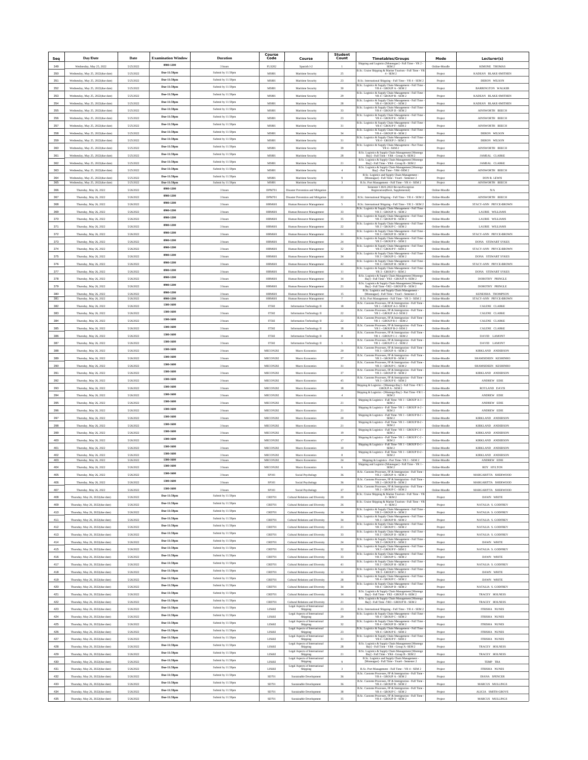| Seq | Day/Date | Date | Examination Window | Duration | Course Code | Course | Student Count | Timetables/Groups | Mode | Lecturer(s) |
|---|---|---|---|---|---|---|---|---|---|---|
| 349 | Wednesday, May 25, 2022 | 5/25/2022 | 0900-1200 | 3 hours | FLS202 | Spanish I-2 | 1 | Shipping and Logistics [Montego] - Full Time - YR 2 - SEM 2 | Online-Moodle | KIMONE THOMAS |
| 350 | Wednesday, May 25, 2022(due date) | 5/25/2022 | Due-11:59pm | Submit by 11:59pm | MS801 | Maritime Security | 25 | B.Sc. Cruise Shipping & Marine Tourism - Full Time - YR 4 - SEM 2 | Project | KADEAN BLAKE-SMITHEN |
| 351 | Wednesday, May 25, 2022(due date) | 5/25/2022 | Due-11:59pm | Submit by 11:59pm | MS801 | Maritime Security | 23 | B.Sc. International Shipping - Full Time - YR 4 - SEM 2 | Project | DERON WILSON |
| 352 | Wednesday, May 25, 2022(due date) | 5/25/2022 | Due-11:59pm | Submit by 11:59pm | MS801 | Maritime Security | 30 | B.Sc. Logistics & Supply Chain Management - Full Time - YR 4 - GROUP A - SEM 2 | Project | BARRINGTON WALKER |
| 353 | Wednesday, May 25, 2022(due date) | 5/25/2022 | Due-11:59pm | Submit by 11:59pm | MS801 | Maritime Security | 29 | B.Sc. Logistics & Supply Chain Management - Full Time - YR 4 - GROUP B - SEM 2 | Project | KADEAN BLAKE-SMITHEN |
| 354 | Wednesday, May 25, 2022(due date) | 5/25/2022 | Due-11:59pm | Submit by 11:59pm | MS801 | Maritime Security | 28 | B.Sc. Logistics & Supply Chain Management - Full Time - YR 4 - GROUP C - SEM 2 | Project | KADEAN BLAKE-SMITHEN |
| 355 | Wednesday, May 25, 2022(due date) | 5/25/2022 | Due-11:59pm | Submit by 11:59pm | MS801 | Maritime Security | 33 | B.Sc. Logistics & Supply Chain Management - Full Time - YR 4 - GROUP D - SEM 2 | Project | AINSWORTH BEECH |
| 356 | Wednesday, May 25, 2022(due date) | 5/25/2022 | Due-11:59pm | Submit by 11:59pm | MS801 | Maritime Security | 23 | B.Sc. Logistics & Supply Chain Management - Full Time - YR 4 - GROUP E - SEM 2 | Project | AINSWORTH BEECH |
| 357 | Wednesday, May 25, 2022(due date) | 5/25/2022 | Due-11:59pm | Submit by 11:59pm | MS801 | Maritime Security | 31 | B.Sc. Logistics & Supply Chain Management - Full Time - YR 4 - GROUP F - SEM 2 | Project | AINSWORTH BEECH |
| 358 | Wednesday, May 25, 2022(due date) | 5/25/2022 | Due-11:59pm | Submit by 11:59pm | MS801 | Maritime Security | 34 | B.Sc. Logistics & Supply Chain Management - Full Time - YR 4 - GROUP H - SEM 2 | Project | DERON WILSON |
| 359 | Wednesday, May 25, 2022(due date) | 5/25/2022 | Due-11:59pm | Submit by 11:59pm | MS801 | Maritime Security | 31 | B.Sc. Logistics & Supply Chain Management - Full Time - YR 4 - GROUP J - SEM 2 | Project | DERON WILSON |
| 360 | Wednesday, May 25, 2022(due date) | 5/25/2022 | Due-11:59pm | Submit by 11:59pm | MS801 | Maritime Security | 39 | B.Sc. Logistics & Supply Chain Management - Part Time - YR 4 - SEM 2 | Project | AINSWORTH BEECH |
| 361 | Wednesday, May 25, 2022(due date) | 5/25/2022 | Due-11:59pm | Submit by 11:59pm | MS801 | Maritime Security | 28 | B.Sc. Logistics & Supply Chain Management [Montego Bay] - Full Time - YR4 - Group A -SEM 2 | Project | JAMEAL CLARKE |
| 362 | Wednesday, May 25, 2022(due date) | 5/25/2022 | Due-11:59pm | Submit by 11:59pm | MS801 | Maritime Security | 21 | B.Sc. Logistics & Supply Chain Management [Montego Bay] - Full Time - YR4 - Group B - SEM 2 | Project | JAMEAL CLARKE |
| 363 | Wednesday, May 25, 2022(due date) | 5/25/2022 | Due-11:59pm | Submit by 11:59pm | MS801 | Maritime Security | 4 | B.Sc. Logistics & Supply Chain Management [Montego Bay] - Part Time - YR4 -SEM 2 | Project | AINSWORTH BEECH |
| 364 | Wednesday, May 25, 2022(due date) | 5/25/2022 | Due-11:59pm | Submit by 11:59pm | MS801 | Maritime Security | 9 | B.Sc. Logistics and Supply Chain Management - [Montego] - Full Time - Year4 - Semester 2 | Project | DON R. LEWIS |
| 365 | Wednesday, May 25, 2022(due date) | 5/25/2022 | Due-11:59pm | Submit by 11:59pm | MS801 | Maritime Security | 3 | B.Sc. Port Management - Full Time - YR 4 - SEM 2 | Project | AINSWORTH BEECH |
| 366 | Thursday, May 26, 2022 | 5/26/2022 | 0900-1200 | 3 hours | DPM701 | Disaster Prevention and Mitigation | | Semester I 2021-2022 Re-sits/Exception Registration(Resit, Supplemental) | Online-Moodle | N/A |
| 367 | Thursday, May 26, 2022 | 5/26/2022 | 0900-1200 | 3 hours | DPM701 | Disaster Prevention and Mitigation | 22 | B.Sc. International Shipping - Full Time - YR 4 - SEM 2 | Online-Moodle | AINSWORTH BEECH |
| 368 | Thursday, May 26, 2022 | 5/26/2022 | 0900-1200 | 3 hours | HRM601 | Human Resource Management | 5 | B.Sc. International Shipping - Full Time - YR 3 - SEM 2 | Online-Moodle | STACY-ANN PRYCE-BROWN |
| 369 | Thursday, May 26, 2022 | 5/26/2022 | 0900-1200 | 3 hours | HRM601 | Human Resource Management | 33 | B.Sc. Logistics & Supply Chain Management - Full Time - YR 3 - GROUP A - SEM 2 | Online-Moodle | LAURIE WILLIAMS |
| 370 | Thursday, May 26, 2022 | 5/26/2022 | 0900-1200 | 3 hours | HRM601 | Human Resource Management | 35 | B.Sc. Logistics & Supply Chain Management - Full Time - YR 3 - GROUP B - SEM 2 | Online-Moodle | LAURIE WILLIAMS |
| 371 | Thursday, May 26, 2022 | 5/26/2022 | 0900-1200 | 3 hours | HRM601 | Human Resource Management | 22 | B.Sc. Logistics & Supply Chain Management - Full Time - YR 3 - GROUP C - SEM 2 | Online-Moodle | LAURIE WILLIAMS |
| 372 | Thursday, May 26, 2022 | 5/26/2022 | 0900-1200 | 3 hours | HRM601 | Human Resource Management | 31 | B.Sc. Logistics & Supply Chain Management - Full Time - YR 3 - GROUP D - SEM 2 | Online-Moodle | STACY-ANN PRYCE-BROWN |
| 373 | Thursday, May 26, 2022 | 5/26/2022 | 0900-1200 | 3 hours | HRM601 | Human Resource Management | 24 | B.Sc. Logistics & Supply Chain Management - Full Time - YR 3 - GROUP E - SEM 2 | Online-Moodle | DONA STEWART SYKES |
| 374 | Thursday, May 26, 2022 | 5/26/2022 | 0900-1200 | 3 hours | HRM601 | Human Resource Management | 32 | B.Sc. Logistics & Supply Chain Management - Full Time - YR 3 - GROUP F - SEM 2 | Online-Moodle | STACY-ANN PRYCE-BROWN |
| 375 | Thursday, May 26, 2022 | 5/26/2022 | 0900-1200 | 3 hours | HRM601 | Human Resource Management | 34 | B.Sc. Logistics & Supply Chain Management - Full Time - YR 3 - GROUP G - SEM 2 | Online-Moodle | DONA STEWART SYKES |
| 376 | Thursday, May 26, 2022 | 5/26/2022 | 0900-1200 | 3 hours | HRM601 | Human Resource Management | 42 | B.Sc. Logistics & Supply Chain Management - Full Time - YR 3 - GROUP H - SEM 2 | Online-Moodle | STACY-ANN PRYCE-BROWN |
| 377 | Thursday, May 26, 2022 | 5/26/2022 | 0900-1200 | 3 hours | HRM601 | Human Resource Management | 11 | B.Sc. Logistics & Supply Chain Management - Full Time - YR 3 - GROUP I - SEM 2 | Online-Moodle | DONA STEWART SYKES |
| 378 | Thursday, May 26, 2022 | 5/26/2022 | 0900-1200 | 3 hours | HRM601 | Human Resource Management | 14 | B.Sc. Logistics & Supply Chain Management [Montego Bay] - Full Time - YR3 - GROUP A -SEM 2 | Online-Moodle | DOROTHY PRINGLE |
| 379 | Thursday, May 26, 2022 | 5/26/2022 | 0900-1200 | 3 hours | HRM601 | Human Resource Management | 21 | B.Sc. Logistics & Supply Chain Management [Montego Bay] - Full Time -YR3 - GROUP B - SEM 2 | Online-Moodle | DOROTHY PRINGLE |
| 380 | Thursday, May 26, 2022 | 5/26/2022 | 0900-1200 | 3 hours | HRM601 | Human Resource Management | 15 | B.Sc. Logistics and Supply Chain Management - [Montego] - Full Time - Year3 - Semester 2 | Online-Moodle | KENEISHA THOMPSON |
| 381 | Thursday, May 26, 2022 | 5/26/2022 | 0900-1200 | 3 hours | HRM601 | Human Resource Management | 7 | B.Sc. Port Management - Full Time - YR 3 - SEM 2 | Online-Moodle | STACY-ANN PRYCE-BROWN |
| 382 | Thursday, May 26, 2022 | 5/26/2022 | 1300-1600 | 3 hours | IT502 | Information Technology II | 18 | B.Sc. Customs Processes, FF & Immigration - Full Time - YR 1 - GROUP A-1- SEM 2 | Online-Moodle | CALENE CLARKE |
| 383 | Thursday, May 26, 2022 | 5/26/2022 | 1300-1600 | 3 hours | IT502 | Information Technology II | 22 | B.Sc. Customs Processes, FF & Immigration - Full Time - YR 1 - GROUP A-2- SEM 2 | Online-Moodle | CALENE CLARKE |
| 384 | Thursday, May 26, 2022 | 5/26/2022 | 1300-1600 | 3 hours | IT502 | Information Technology II | 22 | B.Sc. Customs Processes, FF & Immigration - Full Time - YR 1 - GROUP B-1 - SEM 2 | Online-Moodle | CALENE CLARKE |
| 385 | Thursday, May 26, 2022 | 5/26/2022 | 1300-1600 | 3 hours | IT502 | Information Technology II | 18 | B.Sc. Customs Processes, FF & Immigration - Full Time - YR 1 - GROUP B-2 - SEM 2 | Online-Moodle | CALENE CLARKE |
| 386 | Thursday, May 26, 2022 | 5/26/2022 | 1300-1600 | 3 hours | IT502 | Information Technology II | 8 | B.Sc. Customs Processes, FF & Immigration - Full Time - YR 1 - GROUP C-1 - SEM 2 | Online-Moodle | DAVID LAMONT |
| 387 | Thursday, May 26, 2022 | 5/26/2022 | 1300-1600 | 3 hours | IT502 | Information Technology II | 5 | B.Sc. Customs Processes, FF & Immigration - Full Time - YR 1 - GROUP C-2 - SEM 2 | Online-Moodle | DAVID LAMONT |
| 388 | Thursday, May 26, 2022 | 5/26/2022 | 1300-1600 | 3 hours | MECON202 | Macro Economics | 20 | B.Sc. Customs Processes, FF & Immigration - Full Time - YR 3 - GROUP A - SEM 2 | Online-Moodle | KIRKLAND ANDERSON |
| 389 | Thursday, May 26, 2022 | 5/26/2022 | 1300-1600 | 3 hours | MECON202 | Macro Economics | 37 | B.Sc. Customs Processes, FF & Immigration - Full Time - YR 3 - GROUP B - SEM 2 | Online-Moodle | SHAMSIDEEN KESHINRO |
| 390 | Thursday, May 26, 2022 | 5/26/2022 | 1300-1600 | 3 hours | MECON202 | Macro Economics | 31 | B.Sc. Customs Processes, FF & Immigration - Full Time - YR 3 - GROUP C - SEM 2 | Online-Moodle | SHAMSIDEEN KESHINRO |
| 391 | Thursday, May 26, 2022 | 5/26/2022 | 1300-1600 | 3 hours | MECON202 | Macro Economics | 37 | B.Sc. Customs Processes, FF & Immigration - Full Time - YR 3 - GROUP D - SEM 2 | Online-Moodle | KIRKLAND ANDERSON |
| 392 | Thursday, May 26, 2022 | 5/26/2022 | 1300-1600 | 3 hours | MECON202 | Macro Economics | 45 | B.Sc. Customs Processes, FF & Immigration - Full Time - YR 3 - GROUP E - SEM 2 | Online-Moodle | ANDREW EDIE |
| 393 | Thursday, May 26, 2022 | 5/26/2022 | 1300-1600 | 3 hours | MECON202 | Macro Economics | 18 | Shipping & Logistics - [Montego Bay] - Full Time -YR 1 - GROUP A - SEM 2 | Online-Moodle | ROYLAND DAVIS |
| 394 | Thursday, May 26, 2022 | 5/26/2022 | 1300-1600 | 3 hours | MECON202 | Macro Economics | 4 | Shipping & Logistics - [Montego Bay] - Part Time -YR 1 - SEM 2 | Online-Moodle | ANDREW EDIE |
| 395 | Thursday, May 26, 2022 | 5/26/2022 | 1300-1600 | 3 hours | MECON202 | Macro Economics | 21 | Shipping & Logistics - Full Time- YR 1 - GROUP A-1 - SEM 2 | Online-Moodle | ANDREW EDIE |
| 396 | Thursday, May 26, 2022 | 5/26/2022 | 1300-1600 | 3 hours | MECON202 | Macro Economics | 21 | Shipping & Logistics - Full Time- YR 1 - GROUP A-2 - SEM 2 | Online-Moodle | ANDREW EDIE |
| 397 | Thursday, May 26, 2022 | 5/26/2022 | 1300-1600 | 3 hours | MECON202 | Macro Economics | 20 | Shipping & Logistics - Full Time- YR 1 - GROUP B-1 - SEM 2 | Online-Moodle | KIRKLAND ANDERSON |
| 398 | Thursday, May 26, 2022 | 5/26/2022 | 1300-1600 | 3 hours | MECON202 | Macro Economics | 21 | Shipping & Logistics - Full Time- YR 1 - GROUP B-2 - SEM 2 | Online-Moodle | KIRKLAND ANDERSON |
| 399 | Thursday, May 26, 2022 | 5/26/2022 | 1300-1600 | 3 hours | MECON202 | Macro Economics | 19 | Shipping & Logistics - Full Time- YR 1 - GROUP C-1 - SEM 2 | Online-Moodle | KIRKLAND ANDERSON |
| 400 | Thursday, May 26, 2022 | 5/26/2022 | 1300-1600 | 3 hours | MECON202 | Macro Economics | 17 | Shipping & Logistics - Full Time- YR 1 - GROUP C-2 - SEM 2 | Online-Moodle | KIRKLAND ANDERSON |
| 401 | Thursday, May 26, 2022 | 5/26/2022 | 1300-1600 | 3 hours | MECON202 | Macro Economics | 10 | Shipping & Logistics - Full Time- YR 1 - GROUP D-1 - SEM 2 | Online-Moodle | KIRKLAND ANDERSON |
| 402 | Thursday, May 26, 2022 | 5/26/2022 | 1300-1600 | 3 hours | MECON202 | Macro Economics | 8 | Shipping & Logistics - Full Time- YR 1 - GROUP D-2 - SEM 2 | Online-Moodle | KIRKLAND ANDERSON |
| 403 | Thursday, May 26, 2022 | 5/26/2022 | 1300-1600 | 3 hours | MECON202 | Macro Economics | 24 | Shipping & Logistics - Part Time- YR 1 - SEM 2 | Online-Moodle | ANDREW EDIE |
| 404 | Thursday, May 26, 2022 | 5/26/2022 | 1300-1600 | 3 hours | MECON202 | Macro Economics | 6 | Shipping and Logistics [Montego] - Full Time - YR 1 - SEM 2 | Online-Moodle | ROY HYLTON |
| 405 | Thursday, May 26, 2022 | 5/26/2022 | 1300-1600 | 3 hours | SP101 | Social Psychology | 36 | B.Sc. Customs Processes, FF & Immigration - Full Time - YR 2 - GROUP A - SEM 2 | Online-Moodle | MARGARITTA SHERWOOD |
| 406 | Thursday, May 26, 2022 | 5/26/2022 | 1300-1600 | 3 hours | SP101 | Social Psychology | 36 | B.Sc. Customs Processes, FF & Immigration - Full Time - YR 2 - GROUP B - SEM 2 | Online-Moodle | MARGARITTA SHERWOOD |
| 407 | Thursday, May 26, 2022 | 5/26/2022 | 1300-1600 | 3 hours | SP101 | Social Psychology | 37 | B.Sc. Customs Processes, FF & Immigration - Full Time - YR 2 - GROUP C - SEM 2 | Online-Moodle | MARGARITTA SHERWOOD |
| 408 | Thursday, May 26, 2022(due date) | 5/26/2022 | Due-11:59pm | Submit by 11:59pm | CRD701 | Cultural Relations and Diversity | 20 | B.Sc. Cruise Shipping & Marine Tourism - Full Time - YR 3 - SEM 2 | Project | DAWN WHITE |
| 409 | Thursday, May 26, 2022(due date) | 5/26/2022 | Due-11:59pm | Submit by 11:59pm | CRD701 | Cultural Relations and Diversity | 26 | B.Sc. Cruise Shipping & Marine Tourism - Full Time - YR 4 - SEM 2 | Project | NATALIA S GODFREY |
| 410 | Thursday, May 26, 2022(due date) | 5/26/2022 | Due-11:59pm | Submit by 11:59pm | CRD701 | Cultural Relations and Diversity | 34 | B.Sc. Logistics & Supply Chain Management - Full Time - YR 3 - GROUP A - SEM 2 | Project | NATALIA S GODFREY |
| 411 | Thursday, May 26, 2022(due date) | 5/26/2022 | Due-11:59pm | Submit by 11:59pm | CRD701 | Cultural Relations and Diversity | 34 | B.Sc. Logistics & Supply Chain Management - Full Time - YR 3 - GROUP B - SEM 2 | Project | NATALIA S GODFREY |
| 412 | Thursday, May 26, 2022(due date) | 5/26/2022 | Due-11:59pm | Submit by 11:59pm | CRD701 | Cultural Relations and Diversity | 21 | B.Sc. Logistics & Supply Chain Management - Full Time - YR 3 - GROUP C - SEM 2 | Project | NATALIA S GODFREY |
| 413 | Thursday, May 26, 2022(due date) | 5/26/2022 | Due-11:59pm | Submit by 11:59pm | CRD701 | Cultural Relations and Diversity | 33 | B.Sc. Logistics & Supply Chain Management - Full Time - YR 3 - GROUP D - SEM 2 | Project | NATALIA S GODFREY |
| 414 | Thursday, May 26, 2022(due date) | 5/26/2022 | Due-11:59pm | Submit by 11:59pm | CRD701 | Cultural Relations and Diversity | 24 | B.Sc. Logistics & Supply Chain Management - Full Time - YR 3 - GROUP E - SEM 2 | Project | DAWN WHITE |
| 415 | Thursday, May 26, 2022(due date) | 5/26/2022 | Due-11:59pm | Submit by 11:59pm | CRD701 | Cultural Relations and Diversity | 32 | B.Sc. Logistics & Supply Chain Management - Full Time - YR 3 - GROUP F - SEM 2 | Project | NATALIA S GODFREY |
| 416 | Thursday, May 26, 2022(due date) | 5/26/2022 | Due-11:59pm | Submit by 11:59pm | CRD701 | Cultural Relations and Diversity | 33 | B.Sc. Logistics & Supply Chain Management - Full Time - YR 3 - GROUP G - SEM 2 | Project | DAWN WHITE |
| 417 | Thursday, May 26, 2022(due date) | 5/26/2022 | Due-11:59pm | Submit by 11:59pm | CRD701 | Cultural Relations and Diversity | 41 | B.Sc. Logistics & Supply Chain Management - Full Time - YR 3 - GROUP H - SEM 2 | Project | NATALIA S GODFREY |
| 418 | Thursday, May 26, 2022(due date) | 5/26/2022 | Due-11:59pm | Submit by 11:59pm | CRD701 | Cultural Relations and Diversity | 12 | B.Sc. Logistics & Supply Chain Management - Full Time - YR 3 - GROUP I - SEM 2 | Project | DAWN WHITE |
| 419 | Thursday, May 26, 2022(due date) | 5/26/2022 | Due-11:59pm | Submit by 11:59pm | CRD701 | Cultural Relations and Diversity | 28 | B.Sc. Logistics & Supply Chain Management - Full Time - YR 4 - GROUP C - SEM 2 | Project | DAWN WHITE |
| 420 | Thursday, May 26, 2022(due date) | 5/26/2022 | Due-11:59pm | Submit by 11:59pm | CRD701 | Cultural Relations and Diversity | 34 | B.Sc. Logistics & Supply Chain Management - Full Time - YR 4 - GROUP D - SEM 2 | Project | NATALIA S GODFREY |
| 421 | Thursday, May 26, 2022(due date) | 5/26/2022 | Due-11:59pm | Submit by 11:59pm | CRD701 | Cultural Relations and Diversity | 14 | B.Sc. Logistics & Supply Chain Management [Montego Bay] - Full Time - YR3 - GROUP A -SEM 2 | Project | TRACEY HOLNESS |
| 422 | Thursday, May 26, 2022(due date) | 5/26/2022 | Due-11:59pm | Submit by 11:59pm | CRD701 | Cultural Relations and Diversity | 21 | B.Sc. Logistics & Supply Chain Management [Montego Bay] - Full Time -YR3 - GROUP B - SEM 2 | Project | TRACEY HOLNESS |
| 423 | Thursday, May 26, 2022(due date) | 5/26/2022 | Due-11:59pm | Submit by 11:59pm | LIS602 | Legal Aspects of International Shipping | 23 | B.Sc. International Shipping - Full Time - YR 4 - SEM 2 | Project | ITRISHA NUNES |
| 424 | Thursday, May 26, 2022(due date) | 5/26/2022 | Due-11:59pm | Submit by 11:59pm | LIS602 | Legal Aspects of International Shipping | 29 | B.Sc. Logistics & Supply Chain Management - Full Time - YR 4 - GROUP C - SEM 2 | Project | ITRISHA NUNES |
| 425 | Thursday, May 26, 2022(due date) | 5/26/2022 | Due-11:59pm | Submit by 11:59pm | LIS602 | Legal Aspects of International Shipping | 32 | B.Sc. Logistics & Supply Chain Management - Full Time - YR 4 - GROUP D - SEM 2 | Project | ITRISHA NUNES |
| 426 | Thursday, May 26, 2022(due date) | 5/26/2022 | Due-11:59pm | Submit by 11:59pm | LIS602 | Legal Aspects of International Shipping | 23 | B.Sc. Logistics & Supply Chain Management - Full Time - YR 4 - GROUP E - SEM 2 | Project | ITRISHA NUNES |
| 427 | Thursday, May 26, 2022(due date) | 5/26/2022 | Due-11:59pm | Submit by 11:59pm | LIS602 | Legal Aspects of International Shipping | 31 | B.Sc. Logistics & Supply Chain Management - Full Time - YR 4 - GROUP F - SEM 2 | Project | ITRISHA NUNES |
| 428 | Thursday, May 26, 2022(due date) | 5/26/2022 | Due-11:59pm | Submit by 11:59pm | LIS602 | Legal Aspects of International Shipping | 28 | B.Sc. Logistics & Supply Chain Management [Montego Bay] - Full Time - YR4 - Group A -SEM 2 | Project | TRACEY HOLNESS |
| 429 | Thursday, May 26, 2022(due date) | 5/26/2022 | Due-11:59pm | Submit by 11:59pm | LIS602 | Legal Aspects of International Shipping | 21 | B.Sc. Logistics & Supply Chain Management [Montego Bay] - Full Time - YR4 - Group B - SEM 2 | Project | TRACEY HOLNESS |
| 430 | Thursday, May 26, 2022(due date) | 5/26/2022 | Due-11:59pm | Submit by 11:59pm | LIS602 | Legal Aspects of International Shipping | 9 | B.Sc. Logistics and Supply Chain Management - [Montego] - Full Time - Year4 - Semester 2 | Project | TEMP TBA |
| 431 | Thursday, May 26, 2022(due date) | 5/26/2022 | Due-11:59pm | Submit by 11:59pm | LIS602 | Legal Aspects of International Shipping | 3 | B.Sc. Port Management - Full Time - YR 4 - SEM 2 | Project | ITRISHA NUNES |
| 432 | Thursday, May 26, 2022(due date) | 5/26/2022 | Due-11:59pm | Submit by 11:59pm | SD701 | Sustainable Development | 36 | B.Sc. Customs Processes, FF & Immigration - Full Time - YR 4 - GROUP A - SEM 2 | Project | DIANA SPENCER |
| 433 | Thursday, May 26, 2022(due date) | 5/26/2022 | Due-11:59pm | Submit by 11:59pm | SD701 | Sustainable Development | 36 | B.Sc. Customs Processes, FF & Immigration - Full Time - YR 4 - GROUP B - SEM 2 | Project | MARCUS MULLINGS |
| 434 | Thursday, May 26, 2022(due date) | 5/26/2022 | Due-11:59pm | Submit by 11:59pm | SD701 | Sustainable Development | 38 | B.Sc. Customs Processes, FF & Immigration - Full Time - YR 4 - GROUP C - SEM 2 | Project | ALICIA SMITH-GROVE |
| 435 | Thursday, May 26, 2022(due date) | 5/26/2022 | Due-11:59pm | Submit by 11:59pm | SD701 | Sustainable Development | 35 | B.Sc. Customs Processes, FF & Immigration - Full Time - YR 4 - GROUP D - SEM 2 | Project | MARCUS MULLINGS |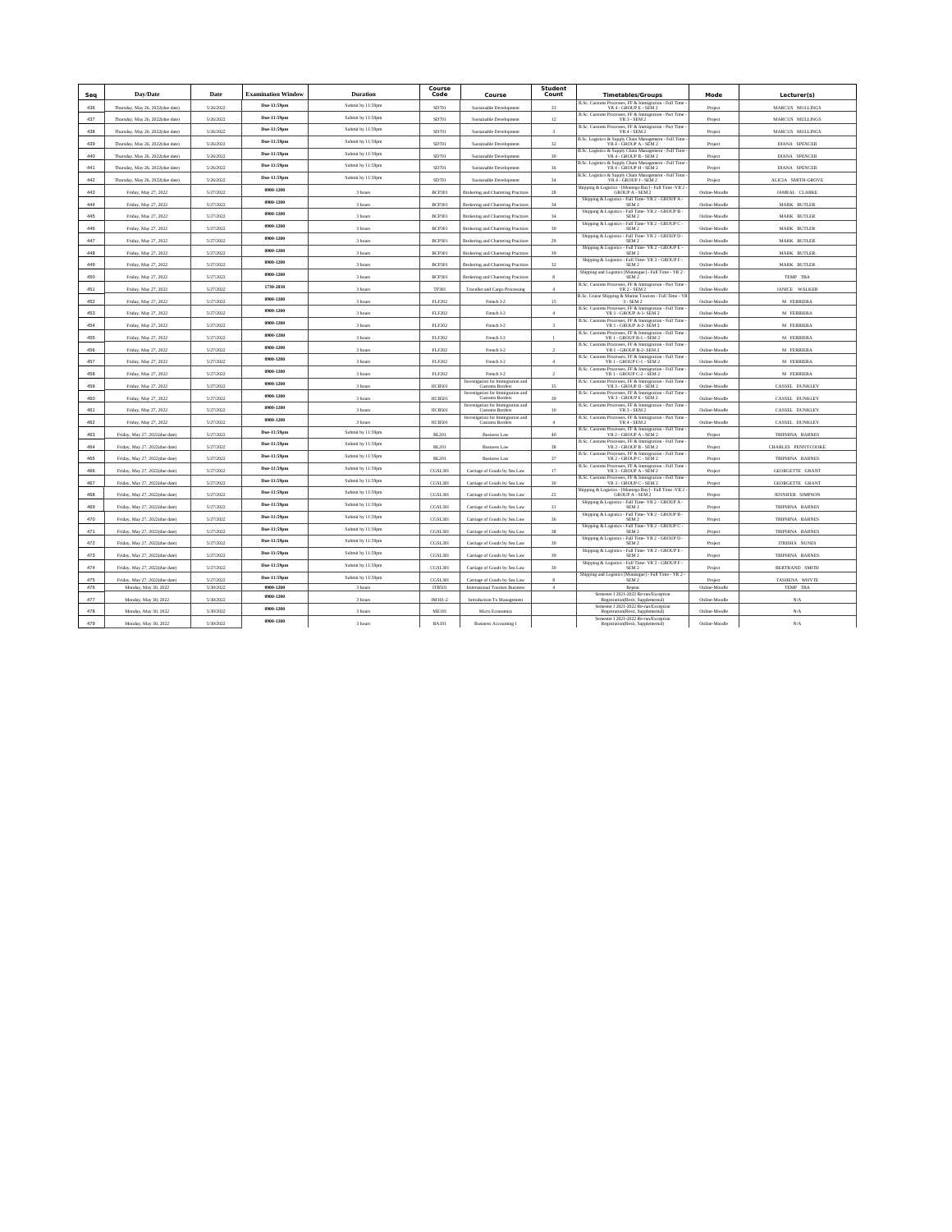| Seq | Day/Date | Date | Examination Window | Duration | Course Code | Course | Student Count | Timetables/Groups | Mode | Lecturer(s) |
|---|---|---|---|---|---|---|---|---|---|---|
| 436 | Thursday, May 26, 2022(due date) | 5/26/2022 | Due-11:59pm | Submit by 11:59pm | SD701 | Sustainable Development | 33 | B.Sc. Customs Processes, FF & Immigration - Full Time - YR 4 - GROUP E - SEM 2 | Project | MARCUS MULLINGS |
| 437 | Thursday, May 26, 2022(due date) | 5/26/2022 | Due-11:59pm | Submit by 11:59pm | SD701 | Sustainable Development | 12 | B.Sc. Customs Processes, FF & Immigration - Part Time - YR 3 - SEM 2 | Project | MARCUS MULLINGS |
| 438 | Thursday, May 26, 2022(due date) | 5/26/2022 | Due-11:59pm | Submit by 11:59pm | SD701 | Sustainable Development | 3 | B.Sc. Customs Processes, FF & Immigration - Part Time - YR 4 - SEM 2 | Project | MARCUS MULLINGS |
| 439 | Thursday, May 26, 2022(due date) | 5/26/2022 | Due-11:59pm | Submit by 11:59pm | SD701 | Sustainable Development | 32 | B.Sc. Logistics & Supply Chain Management - Full Time - YR 4 - GROUP A - SEM 2 | Project | DIANA SPENCER |
| 440 | Thursday, May 26, 2022(due date) | 5/26/2022 | Due-11:59pm | Submit by 11:59pm | SD701 | Sustainable Development | 30 | B.Sc. Logistics & Supply Chain Management - Full Time - YR 4 - GROUP B - SEM 2 | Project | DIANA SPENCER |
| 441 | Thursday, May 26, 2022(due date) | 5/26/2022 | Due-11:59pm | Submit by 11:59pm | SD701 | Sustainable Development | 36 | B.Sc. Logistics & Supply Chain Management - Full Time - YR 4 - GROUP H - SEM 2 | Project | DIANA SPENCER |
| 442 | Thursday, May 26, 2022(due date) | 5/26/2022 | Due-11:59pm | Submit by 11:59pm | SD701 | Sustainable Development | 34 | B.Sc. Logistics & Supply Chain Management - Full Time - YR 4 - GROUP J - SEM 2 | Project | ALICIA SMITH-GROVE |
| 443 | Friday, May 27, 2022 | 5/27/2022 | 0900-1200 | 3 hours | BCP301 | Brokering and Chartering Practices | 28 | Shipping & Logistics - [Montego Bay] - Full Time -YR 2 - GROUP A - SEM 2 | Online-Moodle | JAMEAL CLARKE |
| 444 | Friday, May 27, 2022 | 5/27/2022 | 0900-1200 | 3 hours | BCP301 | Brokering and Chartering Practices | 34 | Shipping & Logistics - Full Time- YR 2 - GROUP A - SEM 2 | Online-Moodle | MARK BUTLER |
| 445 | Friday, May 27, 2022 | 5/27/2022 | 0900-1200 | 3 hours | BCP301 | Brokering and Chartering Practices | 34 | Shipping & Logistics - Full Time- YR 2 - GROUP B - SEM 2 | Online-Moodle | MARK BUTLER |
| 446 | Friday, May 27, 2022 | 5/27/2022 | 0900-1200 | 3 hours | BCP301 | Brokering and Chartering Practices | 39 | Shipping & Logistics - Full Time- YR 2 - GROUP C - SEM 2 | Online-Moodle | MARK BUTLER |
| 447 | Friday, May 27, 2022 | 5/27/2022 | 0900-1200 | 3 hours | BCP301 | Brokering and Chartering Practices | 29 | Shipping & Logistics - Full Time- YR 2 - GROUP D - SEM 2 | Online-Moodle | MARK BUTLER |
| 448 | Friday, May 27, 2022 | 5/27/2022 | 0900-1200 | 3 hours | BCP301 | Brokering and Chartering Practices | 39 | Shipping & Logistics - Full Time- YR 2 - GROUP E - SEM 2 | Online-Moodle | MARK BUTLER |
| 449 | Friday, May 27, 2022 | 5/27/2022 | 0900-1200 | 3 hours | BCP301 | Brokering and Chartering Practices | 32 | Shipping & Logistics - Full Time- YR 2 - GROUP F - SEM 2 | Online-Moodle | MARK BUTLER |
| 450 | Friday, May 27, 2022 | 5/27/2022 | 0900-1200 | 3 hours | BCP301 | Brokering and Chartering Practices | 8 | Shipping and Logistics [Montegue] - Full Time - YR 2 - SEM 2 | Online-Moodle | TEMP TBA |
| 451 | Friday, May 27, 2022 | 5/27/2022 | 1730-2030 | 3 hours | TP301 | Traveller and Cargo Processing | 4 | B.Sc. Customs Processes, FF & Immigration - Part Time - YR 2 - SEM 2 | Online-Moodle | JANICE WALKER |
| 452 | Friday, May 27, 2022 | 5/27/2022 | 0900-1200 | 3 hours | FLF202 | French 1-2 | 15 | B.Sc. Cruise Shipping & Marine Tourism - Full Time - YR 3 - SEM 2 | Online-Moodle | M FERREIRA |
| 453 | Friday, May 27, 2022 | 5/27/2022 | 0900-1200 | 3 hours | FLF202 | French 1-2 | 4 | B.Sc. Customs Processes, FF & Immigration - Full Time - YR 1 - GROUP A-1- SEM 2 | Online-Moodle | M FERREIRA |
| 454 | Friday, May 27, 2022 | 5/27/2022 | 0900-1200 | 3 hours | FLF202 | French 1-2 | 3 | B.Sc. Customs Processes, FF & Immigration - Full Time - YR 1 - GROUP A-2- SEM 2 | Online-Moodle | M FERREIRA |
| 455 | Friday, May 27, 2022 | 5/27/2022 | 0900-1200 | 3 hours | FLF202 | French 1-2 | 1 | B.Sc. Customs Processes, FF & Immigration - Full Time - YR 1 - GROUP B-1 - SEM 2 | Online-Moodle | M FERREIRA |
| 456 | Friday, May 27, 2022 | 5/27/2022 | 0900-1200 | 3 hours | FLF202 | French 1-2 | 2 | B.Sc. Customs Processes, FF & Immigration - Full Time - YR 1 - GROUP B-2- SEM 2 | Online-Moodle | M FERREIRA |
| 457 | Friday, May 27, 2022 | 5/27/2022 | 0900-1200 | 3 hours | FLF202 | French 1-2 | 4 | B.Sc. Customs Processes, FF & Immigration - Full Time - YR 1 - GROUP C-1 - SEM 2 | Online-Moodle | M FERREIRA |
| 458 | Friday, May 27, 2022 | 5/27/2022 | 0900-1200 | 3 hours | FLF202 | French 1-2 | 2 | B.Sc. Customs Processes, FF & Immigration - Full Time - YR 1 - GROUP C-2 - SEM 2 | Online-Moodle | M FERREIRA |
| 459 | Friday, May 27, 2022 | 5/27/2022 | 0900-1200 | 3 hours | IICB501 | Investigation for Immigration and Customs Borders | 35 | B.Sc. Customs Processes, FF & Immigration - Full Time - YR 3 - GROUP D - SEM 2 | Online-Moodle | CASSEL DUNKLEY |
| 460 | Friday, May 27, 2022 | 5/27/2022 | 0900-1200 | 3 hours | IICB501 | Investigation for Immigration and Customs Borders | 39 | B.Sc. Customs Processes, FF & Immigration - Full Time - YR 3 - GROUP E - SEM 2 | Online-Moodle | CASSEL DUNKLEY |
| 461 | Friday, May 27, 2022 | 5/27/2022 | 0900-1200 | 3 hours | IICB501 | Investigation for Immigration and Customs Borders | 10 | B.Sc. Customs Processes, FF & Immigration - Part Time - YR 3 - SEM 2 | Online-Moodle | CASSEL DUNKLEY |
| 462 | Friday, May 27, 2022 | 5/27/2022 | 0900-1200 | 3 hours | IICB501 | Investigation for Immigration and Customs Borders | 4 | B.Sc. Customs Processes, FF & Immigration - Part Time - YR 4 - SEM 2 | Online-Moodle | CASSEL DUNKLEY |
| 463 | Friday, May 27, 2022(due date) | 5/27/2022 | Due-11:59pm | Submit by 11:59pm | BL201 | Business Law | 40 | B.Sc. Customs Processes, FF & Immigration - Full Time - YR 2 - GROUP A - SEM 2 | Project | TRIPHINA BARNES |
| 464 | Friday, May 27, 2022(due date) | 5/27/2022 | Due-11:59pm | Submit by 11:59pm | BL201 | Business Law | 38 | B.Sc. Customs Processes, FF & Immigration - Full Time - YR 2 - GROUP B - SEM 2 | Project | CHARLES PENNYCOOKE |
| 465 | Friday, May 27, 2022(due date) | 5/27/2022 | Due-11:59pm | Submit by 11:59pm | BL201 | Business Law | 37 | B.Sc. Customs Processes, FF & Immigration - Full Time - YR 2 - GROUP C - SEM 2 | Project | TRIPHINA BARNES |
| 466 | Friday, May 27, 2022(due date) | 5/27/2022 | Due-11:59pm | Submit by 11:59pm | CGSL301 | Carriage of Goods by Sea Law | 17 | B.Sc. Customs Processes, FF & Immigration - Full Time - YR 3 - GROUP A - SEM 2 | Project | GEORGETTE GRANT |
| 467 | Friday, May 27, 2022(due date) | 5/27/2022 | Due-11:59pm | Submit by 11:59pm | CGSL301 | Carriage of Goods by Sea Law | 30 | B.Sc. Customs Processes, FF & Immigration - Full Time - YR 3 - GROUP C - SEM 2 | Project | GEORGETTE GRANT |
| 468 | Friday, May 27, 2022(due date) | 5/27/2022 | Due-11:59pm | Submit by 11:59pm | CGSL301 | Carriage of Goods by Sea Law | 25 | Shipping & Logistics - [Montego Bay] - Full Time -YR 2 - GROUP A - SEM 2 | Project | JENNIFER SIMPSON |
| 469 | Friday, May 27, 2022(due date) | 5/27/2022 | Due-11:59pm | Submit by 11:59pm | CGSL301 | Carriage of Goods by Sea Law | 31 | Shipping & Logistics - Full Time- YR 2 - GROUP A - SEM 2 | Project | TRIPHINA BARNES |
| 470 | Friday, May 27, 2022(due date) | 5/27/2022 | Due-11:59pm | Submit by 11:59pm | CGSL301 | Carriage of Goods by Sea Law | 36 | Shipping & Logistics - Full Time- YR 2 - GROUP B - SEM 2 | Project | TRIPHINA BARNES |
| 471 | Friday, May 27, 2022(due date) | 5/27/2022 | Due-11:59pm | Submit by 11:59pm | CGSL301 | Carriage of Goods by Sea Law | 38 | Shipping & Logistics - Full Time- YR 2 - GROUP C - SEM 2 | Project | TRIPHINA BARNES |
| 472 | Friday, May 27, 2022(due date) | 5/27/2022 | Due-11:59pm | Submit by 11:59pm | CGSL301 | Carriage of Goods by Sea Law | 30 | Shipping & Logistics - Full Time- YR 2 - GROUP D - SEM 2 | Project | ITRISHA NUNES |
| 473 | Friday, May 27, 2022(due date) | 5/27/2022 | Due-11:59pm | Submit by 11:59pm | CGSL301 | Carriage of Goods by Sea Law | 39 | Shipping & Logistics - Full Time- YR 2 - GROUP E - SEM 2 | Project | TRIPHINA BARNES |
| 474 | Friday, May 27, 2022(due date) | 5/27/2022 | Due-11:59pm | Submit by 11:59pm | CGSL301 | Carriage of Goods by Sea Law | 30 | Shipping & Logistics - Full Time- YR 2 - GROUP F - SEM 2 | Project | BERTRAND SMITH |
| 475 | Friday, May 27, 2022(due date) | 5/27/2022 | Due-11:59pm | Submit by 11:59pm | CGSL301 | Carriage of Goods by Sea Law | 8 | Shipping and Logistics [Montegue] - Full Time - YR 2 - SEM 2 | Project | TASHENA WHYTE |
| 476 | Monday, May 30, 2022 | 5/30/2022 | 0900-1200 | 3 hours | ITB501 | International Tourism Business | 4 | Repeat | Online-Moodle | TEMP TBA |
| 477 | Monday, May 30, 2022 | 5/30/2022 | 0900-1200 | 3 hours | IM101-2 | Introduction To Management | | Semester I 2021-2022 Re-run/Exception Registration(Resit, Supplemental) | Online-Moodle | N/A |
| 478 | Monday, May 30, 2022 | 5/30/2022 | 0900-1200 | 3 hours | ME101 | Micro Economics | | Semester I 2021-2022 Re-run/Exception Registration(Resit, Supplemental) | Online-Moodle | N/A |
| 479 | Monday, May 30, 2022 | 5/30/2022 | 0900-1200 | 3 hours | BA101 | Business Accounting I | | Semester I 2021-2022 Re-run/Exception Registration(Resit, Supplemental) | Online-Moodle | N/A |